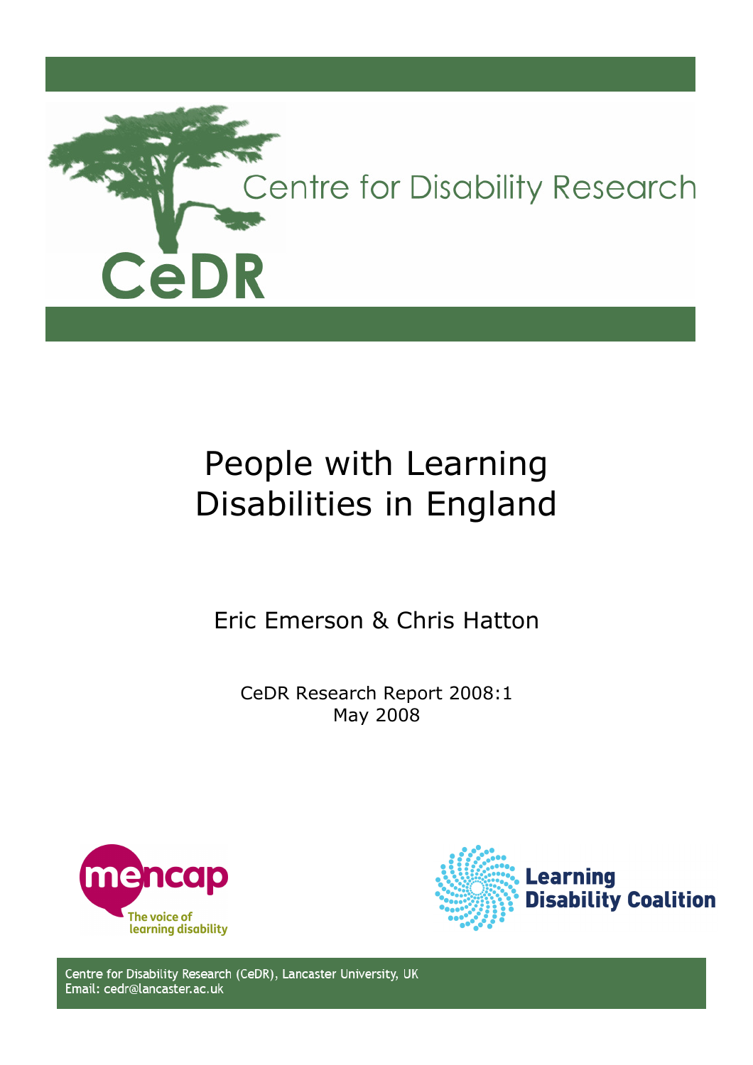Centre for Disability Research

CeDR

# People with Learning Disabilities in England

Eric Emerson & Chris Hatton

CeDR Research Report 2008:1
May 2008

mencap
The voice of learning disability

Learning Disability Coalition

Centre for Disability Research (CeDR), Lancaster University, UK
Email: cedr@lancaster.ac.uk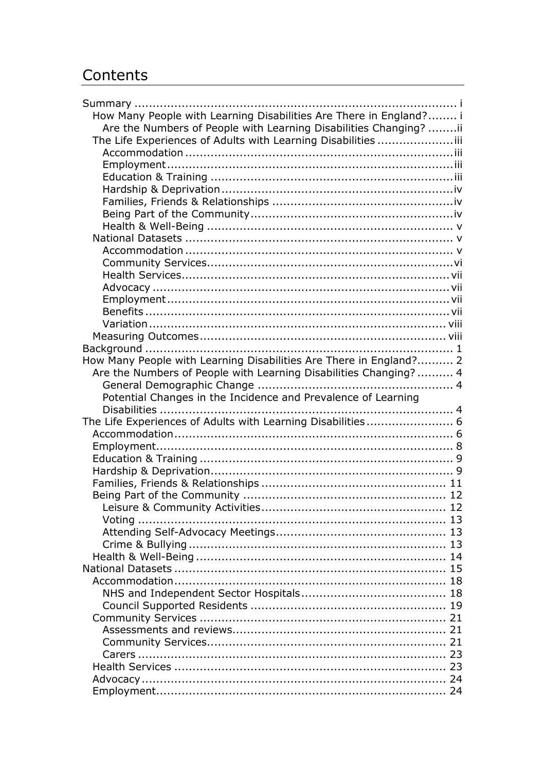# Contents

Summary ..... i
- How Many People with Learning Disabilities Are There in England? ..... i
  - Are the Numbers of People with Learning Disabilities Changing? ..... ii
- The Life Experiences of Adults with Learning Disabilities ..... iii
  - Accommodation ..... iii
  - Employment ..... iii
  - Education & Training ..... iii
  - Hardship & Deprivation ..... iv
  - Families, Friends & Relationships ..... iv
  - Being Part of the Community ..... iv
  - Health & Well-Being ..... v
- National Datasets ..... v
  - Accommodation ..... v
  - Community Services ..... vi
  - Health Services ..... vii
  - Advocacy ..... vii
  - Employment ..... vii
  - Benefits ..... vii
  - Variation ..... viii
- Measuring Outcomes ..... viii

Background ..... 1

How Many People with Learning Disabilities Are There in England? ..... 2
- Are the Numbers of People with Learning Disabilities Changing? ..... 4
  - General Demographic Change ..... 4
  - Potential Changes in the Incidence and Prevalence of Learning Disabilities ..... 4

The Life Experiences of Adults with Learning Disabilities ..... 6
- Accommodation ..... 6
- Employment ..... 8
- Education & Training ..... 9
- Hardship & Deprivation ..... 9
- Families, Friends & Relationships ..... 11
- Being Part of the Community ..... 12
  - Leisure & Community Activities ..... 12
  - Voting ..... 13
  - Attending Self-Advocacy Meetings ..... 13
  - Crime & Bullying ..... 13
- Health & Well-Being ..... 14

National Datasets ..... 15
- Accommodation ..... 18
  - NHS and Independent Sector Hospitals ..... 18
  - Council Supported Residents ..... 19
- Community Services ..... 21
  - Assessments and reviews ..... 21
  - Community Services ..... 21
  - Carers ..... 23
- Health Services ..... 23
- Advocacy ..... 24
- Employment ..... 24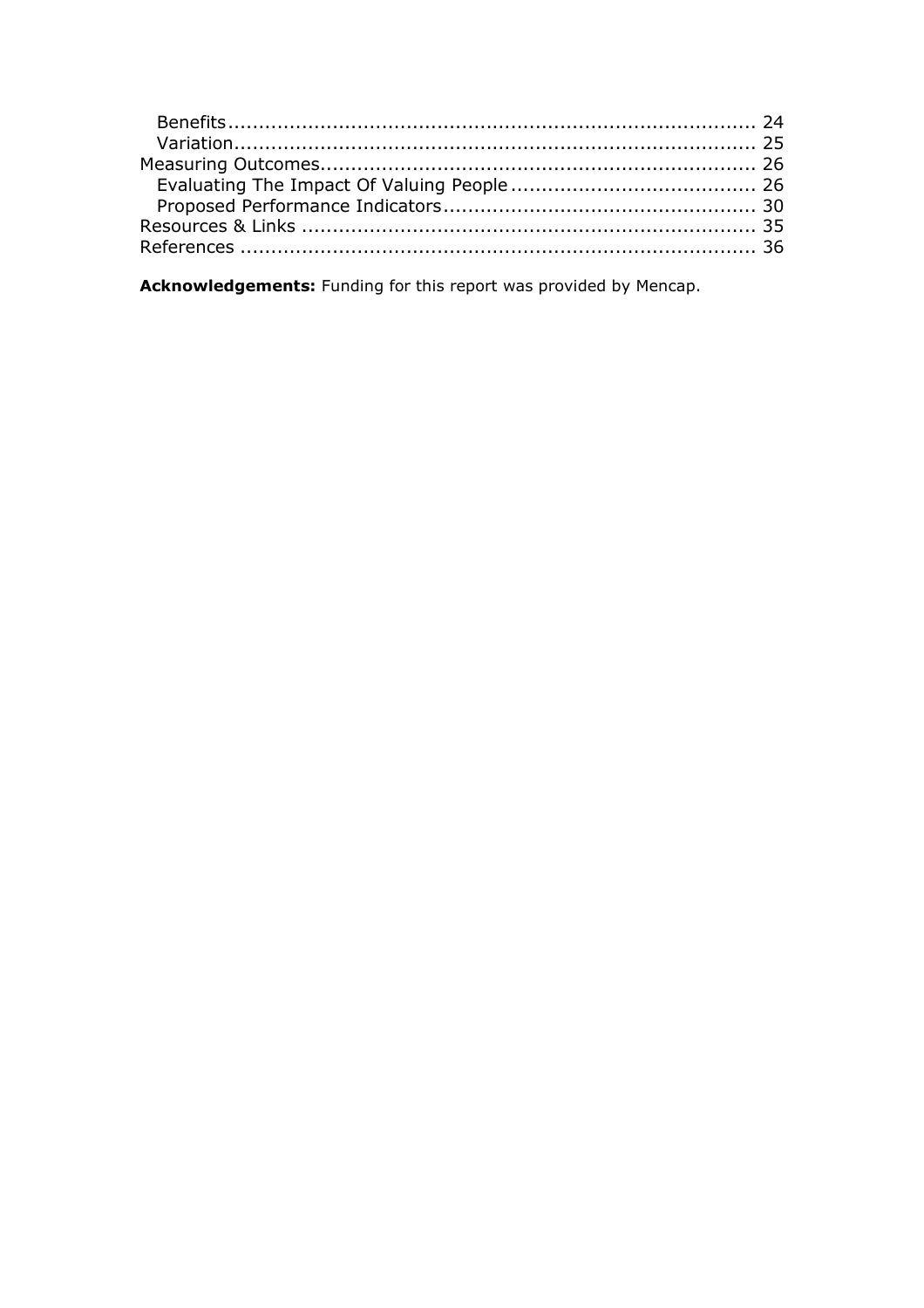- Benefits .......... 24
- Variation .......... 25

Measuring Outcomes .......... 26

- Evaluating The Impact Of Valuing People .......... 26
- Proposed Performance Indicators .......... 30

Resources & Links .......... 35

References .......... 36

**Acknowledgements:** Funding for this report was provided by Mencap.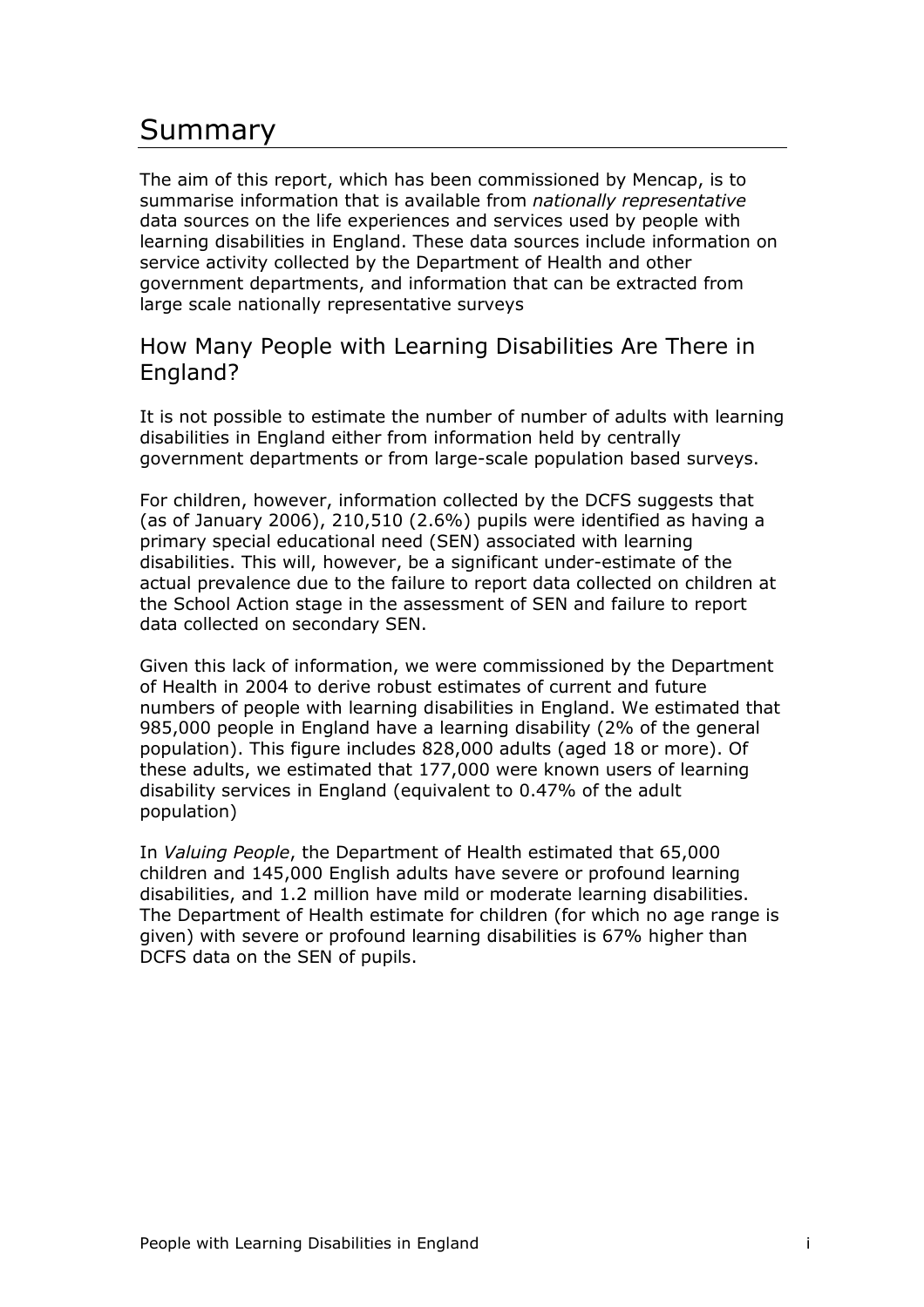# Summary

The aim of this report, which has been commissioned by Mencap, is to summarise information that is available from *nationally representative* data sources on the life experiences and services used by people with learning disabilities in England. These data sources include information on service activity collected by the Department of Health and other government departments, and information that can be extracted from large scale nationally representative surveys

## How Many People with Learning Disabilities Are There in England?

It is not possible to estimate the number of number of adults with learning disabilities in England either from information held by centrally government departments or from large-scale population based surveys.

For children, however, information collected by the DCFS suggests that (as of January 2006), 210,510 (2.6%) pupils were identified as having a primary special educational need (SEN) associated with learning disabilities. This will, however, be a significant under-estimate of the actual prevalence due to the failure to report data collected on children at the School Action stage in the assessment of SEN and failure to report data collected on secondary SEN.

Given this lack of information, we were commissioned by the Department of Health in 2004 to derive robust estimates of current and future numbers of people with learning disabilities in England. We estimated that 985,000 people in England have a learning disability (2% of the general population). This figure includes 828,000 adults (aged 18 or more). Of these adults, we estimated that 177,000 were known users of learning disability services in England (equivalent to 0.47% of the adult population)

In *Valuing People*, the Department of Health estimated that 65,000 children and 145,000 English adults have severe or profound learning disabilities, and 1.2 million have mild or moderate learning disabilities. The Department of Health estimate for children (for which no age range is given) with severe or profound learning disabilities is 67% higher than DCFS data on the SEN of pupils.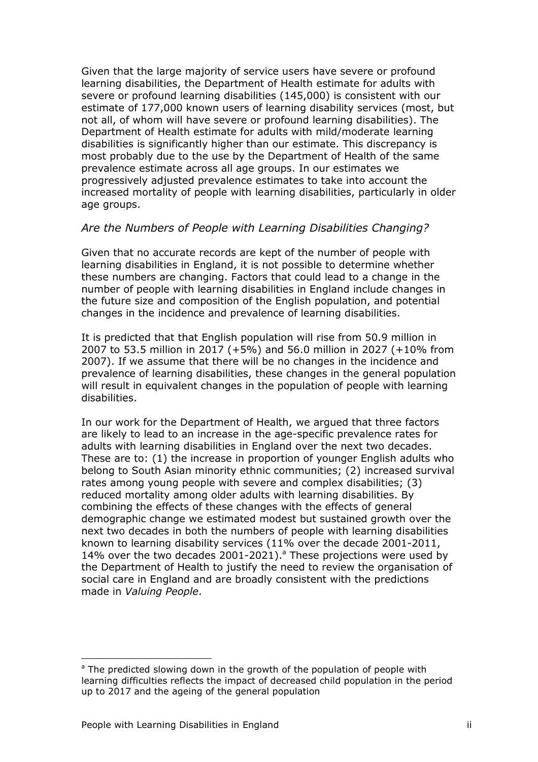Given that the large majority of service users have severe or profound learning disabilities, the Department of Health estimate for adults with severe or profound learning disabilities (145,000) is consistent with our estimate of 177,000 known users of learning disability services (most, but not all, of whom will have severe or profound learning disabilities). The Department of Health estimate for adults with mild/moderate learning disabilities is significantly higher than our estimate. This discrepancy is most probably due to the use by the Department of Health of the same prevalence estimate across all age groups. In our estimates we progressively adjusted prevalence estimates to take into account the increased mortality of people with learning disabilities, particularly in older age groups.

### *Are the Numbers of People with Learning Disabilities Changing?*

Given that no accurate records are kept of the number of people with learning disabilities in England, it is not possible to determine whether these numbers are changing. Factors that could lead to a change in the number of people with learning disabilities in England include changes in the future size and composition of the English population, and potential changes in the incidence and prevalence of learning disabilities.

It is predicted that that English population will rise from 50.9 million in 2007 to 53.5 million in 2017 (+5%) and 56.0 million in 2027 (+10% from 2007). If we assume that there will be no changes in the incidence and prevalence of learning disabilities, these changes in the general population will result in equivalent changes in the population of people with learning disabilities.

In our work for the Department of Health, we argued that three factors are likely to lead to an increase in the age-specific prevalence rates for adults with learning disabilities in England over the next two decades. These are to: (1) the increase in proportion of younger English adults who belong to South Asian minority ethnic communities; (2) increased survival rates among young people with severe and complex disabilities; (3) reduced mortality among older adults with learning disabilities. By combining the effects of these changes with the effects of general demographic change we estimated modest but sustained growth over the next two decades in both the numbers of people with learning disabilities known to learning disability services (11% over the decade 2001-2011, 14% over the two decades 2001-2021).[a] These projections were used by the Department of Health to justify the need to review the organisation of social care in England and are broadly consistent with the predictions made in *Valuing People*.

---

[a] The predicted slowing down in the growth of the population of people with learning difficulties reflects the impact of decreased child population in the period up to 2017 and the ageing of the general population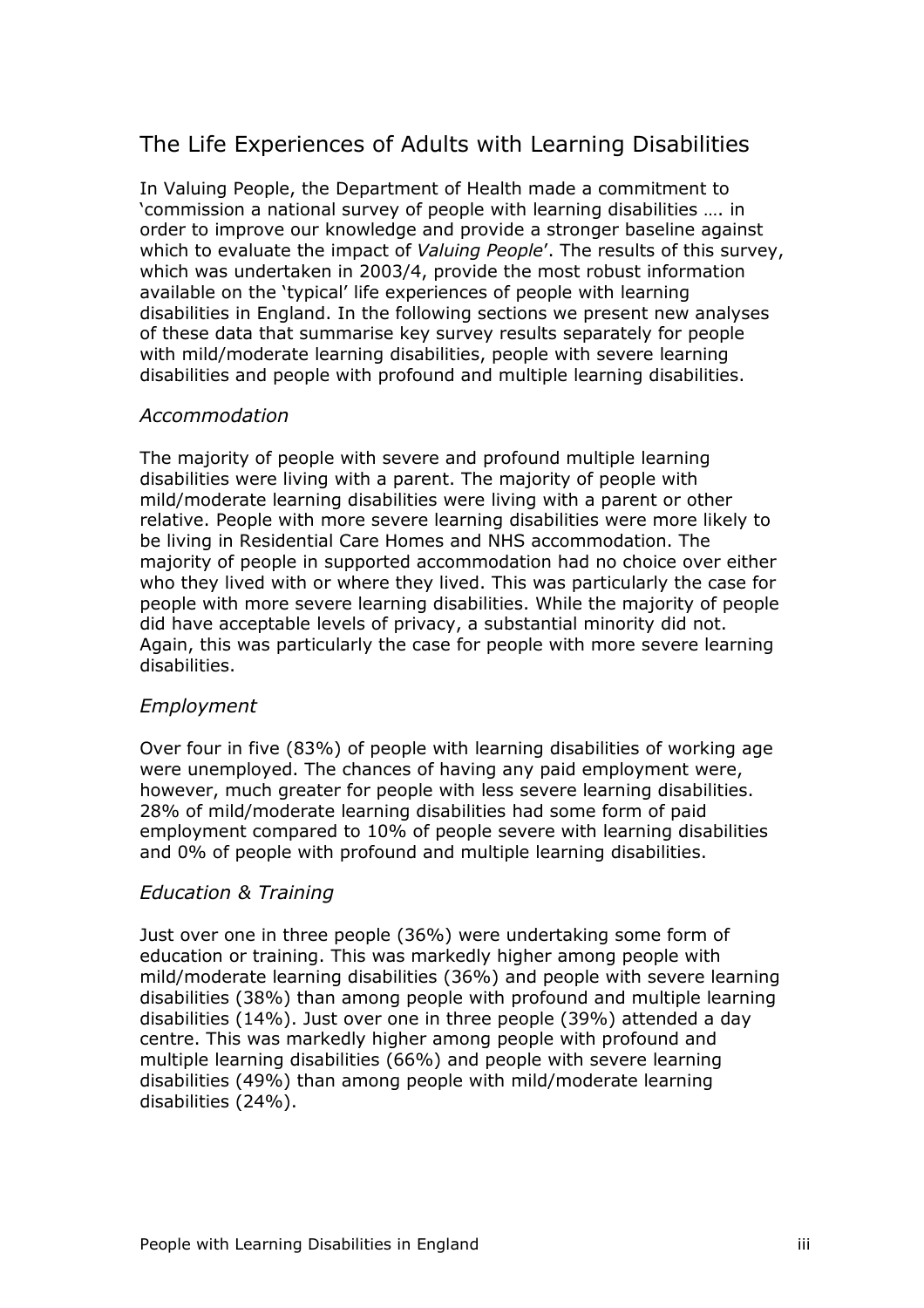## The Life Experiences of Adults with Learning Disabilities

In Valuing People, the Department of Health made a commitment to 'commission a national survey of people with learning disabilities …. in order to improve our knowledge and provide a stronger baseline against which to evaluate the impact of *Valuing People*'. The results of this survey, which was undertaken in 2003/4, provide the most robust information available on the 'typical' life experiences of people with learning disabilities in England. In the following sections we present new analyses of these data that summarise key survey results separately for people with mild/moderate learning disabilities, people with severe learning disabilities and people with profound and multiple learning disabilities.

### *Accommodation*

The majority of people with severe and profound multiple learning disabilities were living with a parent. The majority of people with mild/moderate learning disabilities were living with a parent or other relative. People with more severe learning disabilities were more likely to be living in Residential Care Homes and NHS accommodation. The majority of people in supported accommodation had no choice over either who they lived with or where they lived. This was particularly the case for people with more severe learning disabilities. While the majority of people did have acceptable levels of privacy, a substantial minority did not. Again, this was particularly the case for people with more severe learning disabilities.

### *Employment*

Over four in five (83%) of people with learning disabilities of working age were unemployed. The chances of having any paid employment were, however, much greater for people with less severe learning disabilities. 28% of mild/moderate learning disabilities had some form of paid employment compared to 10% of people severe with learning disabilities and 0% of people with profound and multiple learning disabilities.

### *Education & Training*

Just over one in three people (36%) were undertaking some form of education or training. This was markedly higher among people with mild/moderate learning disabilities (36%) and people with severe learning disabilities (38%) than among people with profound and multiple learning disabilities (14%). Just over one in three people (39%) attended a day centre. This was markedly higher among people with profound and multiple learning disabilities (66%) and people with severe learning disabilities (49%) than among people with mild/moderate learning disabilities (24%).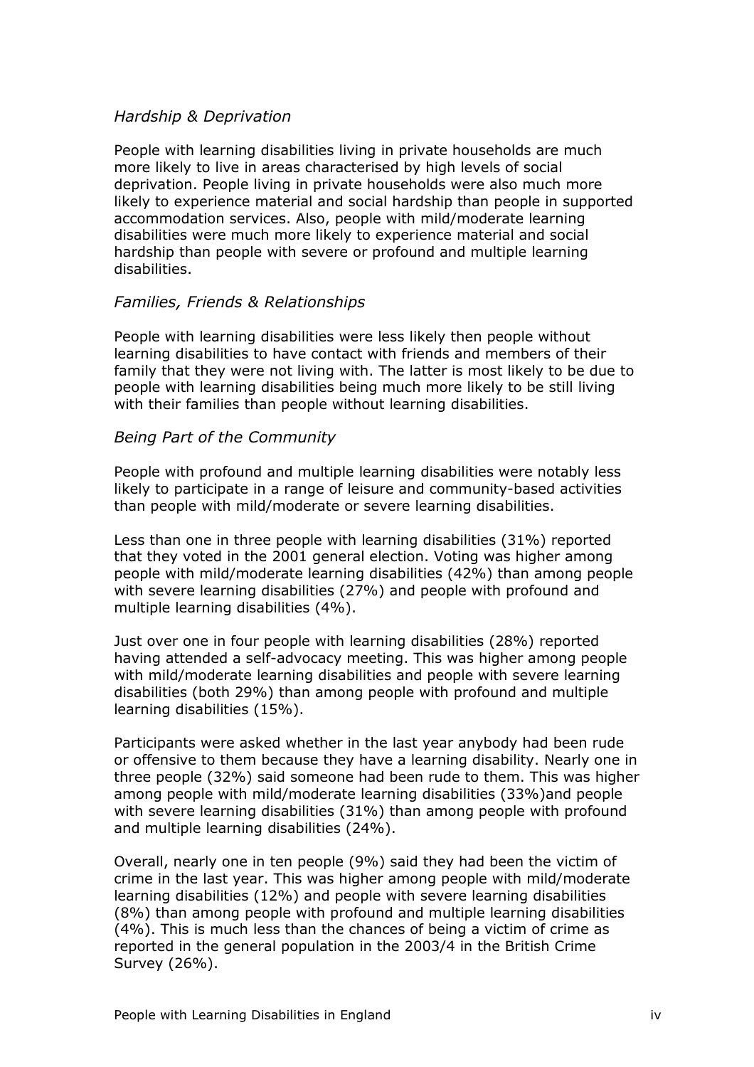*Hardship & Deprivation*

People with learning disabilities living in private households are much more likely to live in areas characterised by high levels of social deprivation. People living in private households were also much more likely to experience material and social hardship than people in supported accommodation services. Also, people with mild/moderate learning disabilities were much more likely to experience material and social hardship than people with severe or profound and multiple learning disabilities.

*Families, Friends & Relationships*

People with learning disabilities were less likely then people without learning disabilities to have contact with friends and members of their family that they were not living with. The latter is most likely to be due to people with learning disabilities being much more likely to be still living with their families than people without learning disabilities.

*Being Part of the Community*

People with profound and multiple learning disabilities were notably less likely to participate in a range of leisure and community-based activities than people with mild/moderate or severe learning disabilities.

Less than one in three people with learning disabilities (31%) reported that they voted in the 2001 general election. Voting was higher among people with mild/moderate learning disabilities (42%) than among people with severe learning disabilities (27%) and people with profound and multiple learning disabilities (4%).

Just over one in four people with learning disabilities (28%) reported having attended a self-advocacy meeting. This was higher among people with mild/moderate learning disabilities and people with severe learning disabilities (both 29%) than among people with profound and multiple learning disabilities (15%).

Participants were asked whether in the last year anybody had been rude or offensive to them because they have a learning disability. Nearly one in three people (32%) said someone had been rude to them. This was higher among people with mild/moderate learning disabilities (33%)and people with severe learning disabilities (31%) than among people with profound and multiple learning disabilities (24%).

Overall, nearly one in ten people (9%) said they had been the victim of crime in the last year. This was higher among people with mild/moderate learning disabilities (12%) and people with severe learning disabilities (8%) than among people with profound and multiple learning disabilities (4%). This is much less than the chances of being a victim of crime as reported in the general population in the 2003/4 in the British Crime Survey (26%).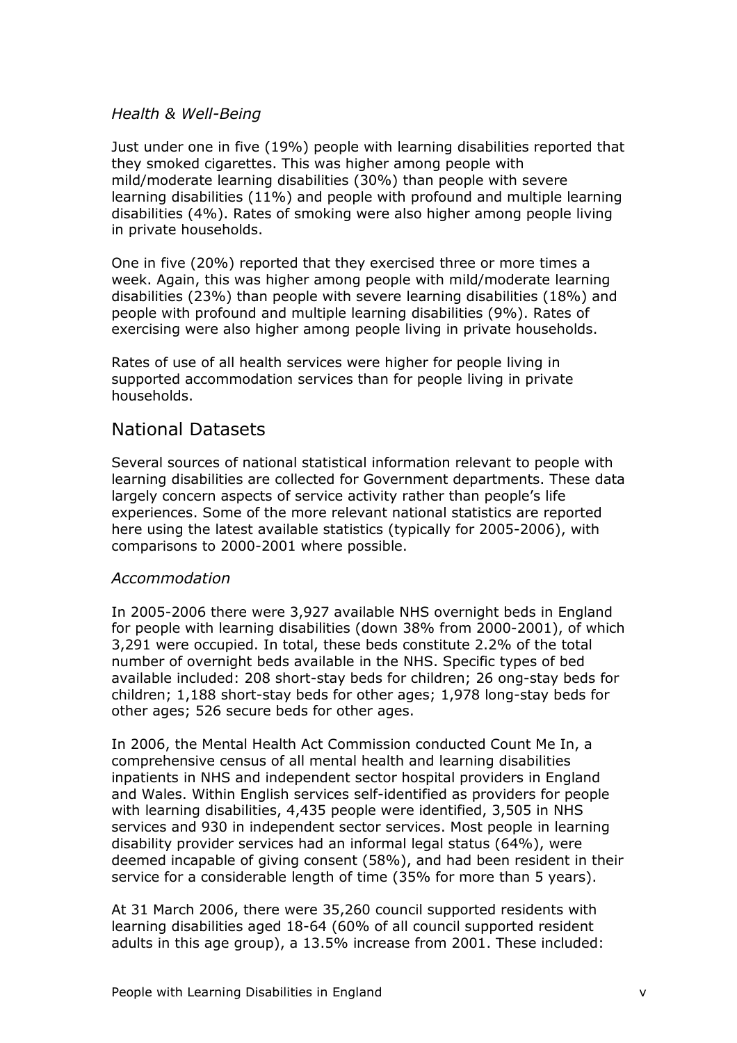*Health & Well-Being*

Just under one in five (19%) people with learning disabilities reported that they smoked cigarettes. This was higher among people with mild/moderate learning disabilities (30%) than people with severe learning disabilities (11%) and people with profound and multiple learning disabilities (4%). Rates of smoking were also higher among people living in private households.

One in five (20%) reported that they exercised three or more times a week. Again, this was higher among people with mild/moderate learning disabilities (23%) than people with severe learning disabilities (18%) and people with profound and multiple learning disabilities (9%). Rates of exercising were also higher among people living in private households.

Rates of use of all health services were higher for people living in supported accommodation services than for people living in private households.

## National Datasets

Several sources of national statistical information relevant to people with learning disabilities are collected for Government departments. These data largely concern aspects of service activity rather than people's life experiences. Some of the more relevant national statistics are reported here using the latest available statistics (typically for 2005-2006), with comparisons to 2000-2001 where possible.

*Accommodation*

In 2005-2006 there were 3,927 available NHS overnight beds in England for people with learning disabilities (down 38% from 2000-2001), of which 3,291 were occupied. In total, these beds constitute 2.2% of the total number of overnight beds available in the NHS. Specific types of bed available included: 208 short-stay beds for children; 26 ong-stay beds for children; 1,188 short-stay beds for other ages; 1,978 long-stay beds for other ages; 526 secure beds for other ages.

In 2006, the Mental Health Act Commission conducted Count Me In, a comprehensive census of all mental health and learning disabilities inpatients in NHS and independent sector hospital providers in England and Wales. Within English services self-identified as providers for people with learning disabilities, 4,435 people were identified, 3,505 in NHS services and 930 in independent sector services. Most people in learning disability provider services had an informal legal status (64%), were deemed incapable of giving consent (58%), and had been resident in their service for a considerable length of time (35% for more than 5 years).

At 31 March 2006, there were 35,260 council supported residents with learning disabilities aged 18-64 (60% of all council supported resident adults in this age group), a 13.5% increase from 2001. These included: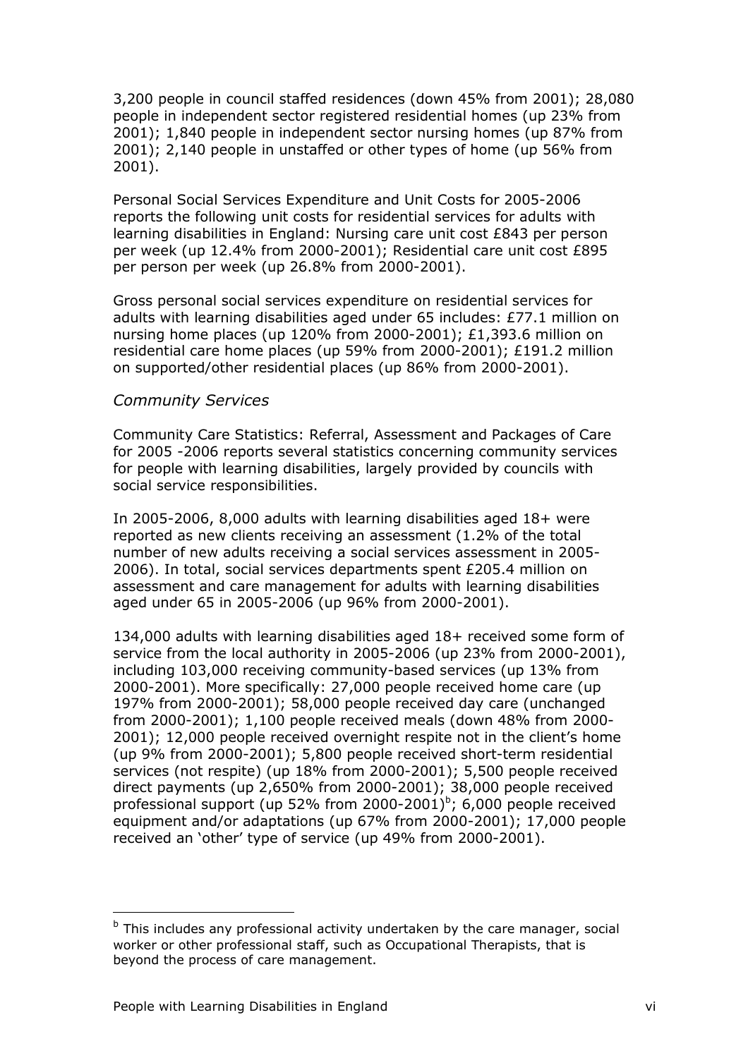3,200 people in council staffed residences (down 45% from 2001); 28,080 people in independent sector registered residential homes (up 23% from 2001); 1,840 people in independent sector nursing homes (up 87% from 2001); 2,140 people in unstaffed or other types of home (up 56% from 2001).

Personal Social Services Expenditure and Unit Costs for 2005-2006 reports the following unit costs for residential services for adults with learning disabilities in England: Nursing care unit cost £843 per person per week (up 12.4% from 2000-2001); Residential care unit cost £895 per person per week (up 26.8% from 2000-2001).

Gross personal social services expenditure on residential services for adults with learning disabilities aged under 65 includes: £77.1 million on nursing home places (up 120% from 2000-2001); £1,393.6 million on residential care home places (up 59% from 2000-2001); £191.2 million on supported/other residential places (up 86% from 2000-2001).

*Community Services*

Community Care Statistics: Referral, Assessment and Packages of Care for 2005 -2006 reports several statistics concerning community services for people with learning disabilities, largely provided by councils with social service responsibilities.

In 2005-2006, 8,000 adults with learning disabilities aged 18+ were reported as new clients receiving an assessment (1.2% of the total number of new adults receiving a social services assessment in 2005-2006). In total, social services departments spent £205.4 million on assessment and care management for adults with learning disabilities aged under 65 in 2005-2006 (up 96% from 2000-2001).

134,000 adults with learning disabilities aged 18+ received some form of service from the local authority in 2005-2006 (up 23% from 2000-2001), including 103,000 receiving community-based services (up 13% from 2000-2001). More specifically: 27,000 people received home care (up 197% from 2000-2001); 58,000 people received day care (unchanged from 2000-2001); 1,100 people received meals (down 48% from 2000-2001); 12,000 people received overnight respite not in the client's home (up 9% from 2000-2001); 5,800 people received short-term residential services (not respite) (up 18% from 2000-2001); 5,500 people received direct payments (up 2,650% from 2000-2001); 38,000 people received professional support (up 52% from 2000-2001)[b]; 6,000 people received equipment and/or adaptations (up 67% from 2000-2001); 17,000 people received an 'other' type of service (up 49% from 2000-2001).

---

[b] This includes any professional activity undertaken by the care manager, social worker or other professional staff, such as Occupational Therapists, that is beyond the process of care management.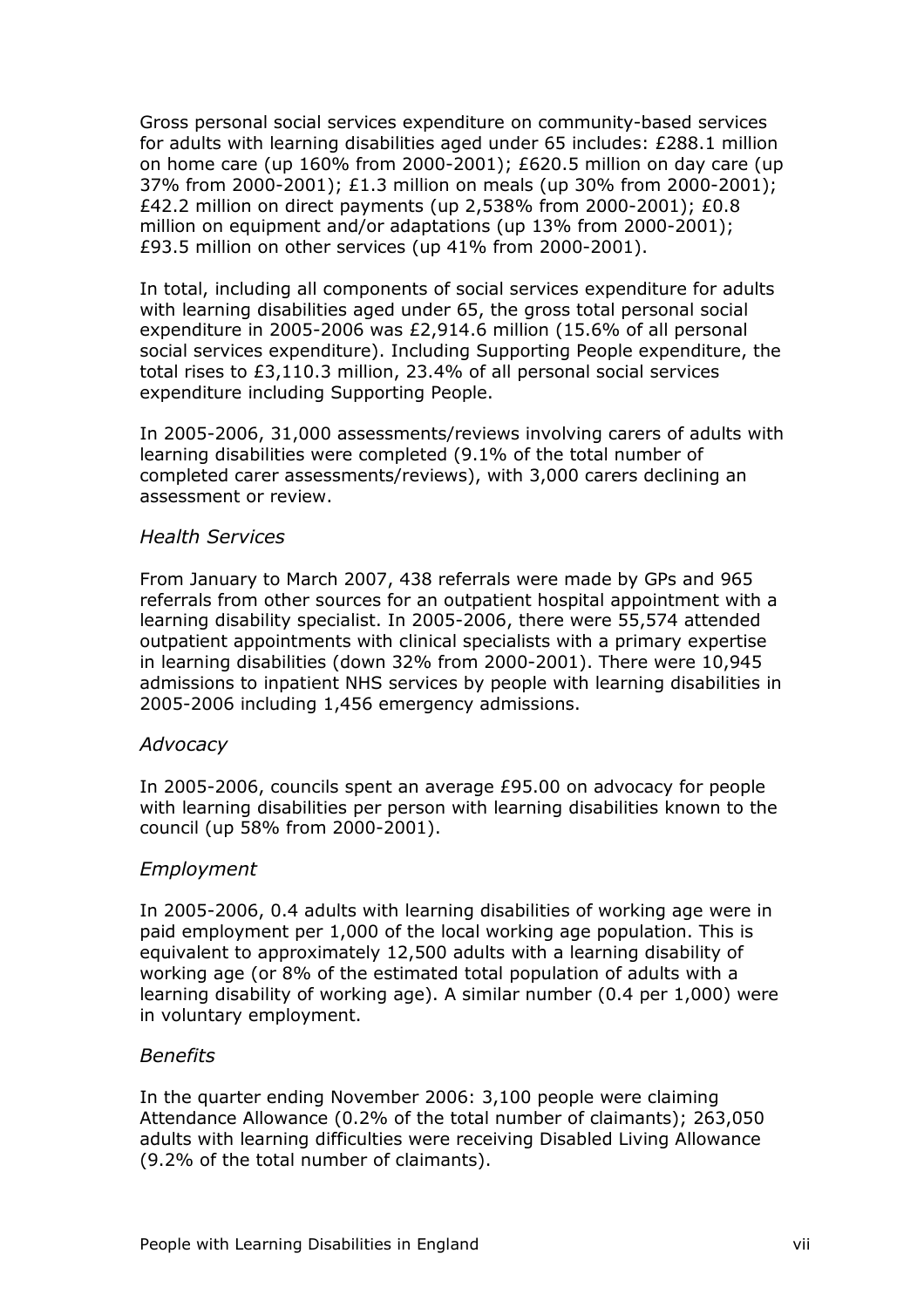Gross personal social services expenditure on community-based services for adults with learning disabilities aged under 65 includes: £288.1 million on home care (up 160% from 2000-2001); £620.5 million on day care (up 37% from 2000-2001); £1.3 million on meals (up 30% from 2000-2001); £42.2 million on direct payments (up 2,538% from 2000-2001); £0.8 million on equipment and/or adaptations (up 13% from 2000-2001); £93.5 million on other services (up 41% from 2000-2001).

In total, including all components of social services expenditure for adults with learning disabilities aged under 65, the gross total personal social expenditure in 2005-2006 was £2,914.6 million (15.6% of all personal social services expenditure). Including Supporting People expenditure, the total rises to £3,110.3 million, 23.4% of all personal social services expenditure including Supporting People.

In 2005-2006, 31,000 assessments/reviews involving carers of adults with learning disabilities were completed (9.1% of the total number of completed carer assessments/reviews), with 3,000 carers declining an assessment or review.

*Health Services*

From January to March 2007, 438 referrals were made by GPs and 965 referrals from other sources for an outpatient hospital appointment with a learning disability specialist. In 2005-2006, there were 55,574 attended outpatient appointments with clinical specialists with a primary expertise in learning disabilities (down 32% from 2000-2001). There were 10,945 admissions to inpatient NHS services by people with learning disabilities in 2005-2006 including 1,456 emergency admissions.

*Advocacy*

In 2005-2006, councils spent an average £95.00 on advocacy for people with learning disabilities per person with learning disabilities known to the council (up 58% from 2000-2001).

*Employment*

In 2005-2006, 0.4 adults with learning disabilities of working age were in paid employment per 1,000 of the local working age population. This is equivalent to approximately 12,500 adults with a learning disability of working age (or 8% of the estimated total population of adults with a learning disability of working age). A similar number (0.4 per 1,000) were in voluntary employment.

*Benefits*

In the quarter ending November 2006: 3,100 people were claiming Attendance Allowance (0.2% of the total number of claimants); 263,050 adults with learning difficulties were receiving Disabled Living Allowance (9.2% of the total number of claimants).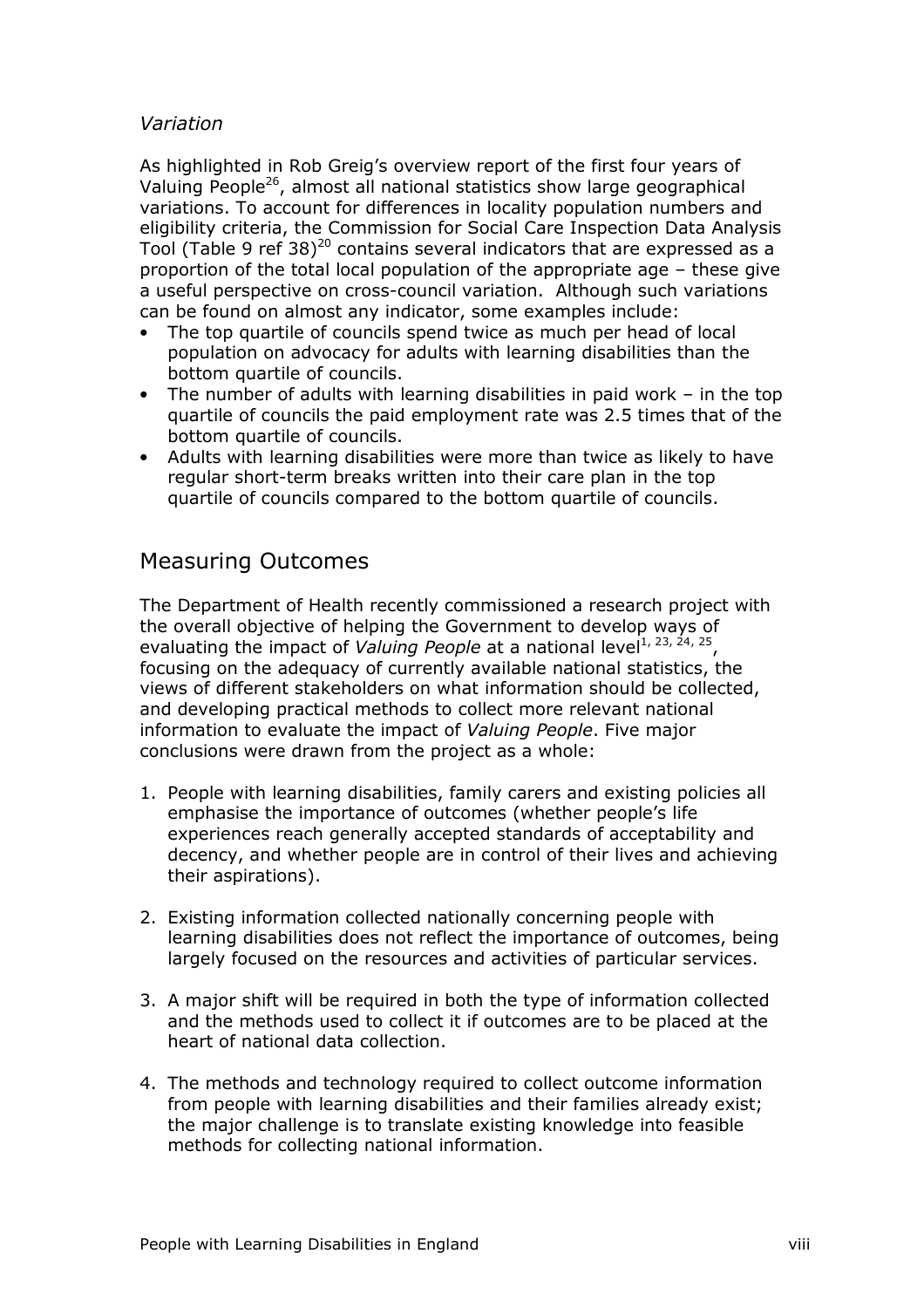*Variation*

As highlighted in Rob Greig's overview report of the first four years of Valuing People[26], almost all national statistics show large geographical variations. To account for differences in locality population numbers and eligibility criteria, the Commission for Social Care Inspection Data Analysis Tool (Table 9 ref 38)[20] contains several indicators that are expressed as a proportion of the total local population of the appropriate age – these give a useful perspective on cross-council variation. Although such variations can be found on almost any indicator, some examples include:

- The top quartile of councils spend twice as much per head of local population on advocacy for adults with learning disabilities than the bottom quartile of councils.
- The number of adults with learning disabilities in paid work – in the top quartile of councils the paid employment rate was 2.5 times that of the bottom quartile of councils.
- Adults with learning disabilities were more than twice as likely to have regular short-term breaks written into their care plan in the top quartile of councils compared to the bottom quartile of councils.

## Measuring Outcomes

The Department of Health recently commissioned a research project with the overall objective of helping the Government to develop ways of evaluating the impact of *Valuing People* at a national level[1, 23, 24, 25], focusing on the adequacy of currently available national statistics, the views of different stakeholders on what information should be collected, and developing practical methods to collect more relevant national information to evaluate the impact of *Valuing People*. Five major conclusions were drawn from the project as a whole:

1. People with learning disabilities, family carers and existing policies all emphasise the importance of outcomes (whether people's life experiences reach generally accepted standards of acceptability and decency, and whether people are in control of their lives and achieving their aspirations).

2. Existing information collected nationally concerning people with learning disabilities does not reflect the importance of outcomes, being largely focused on the resources and activities of particular services.

3. A major shift will be required in both the type of information collected and the methods used to collect it if outcomes are to be placed at the heart of national data collection.

4. The methods and technology required to collect outcome information from people with learning disabilities and their families already exist; the major challenge is to translate existing knowledge into feasible methods for collecting national information.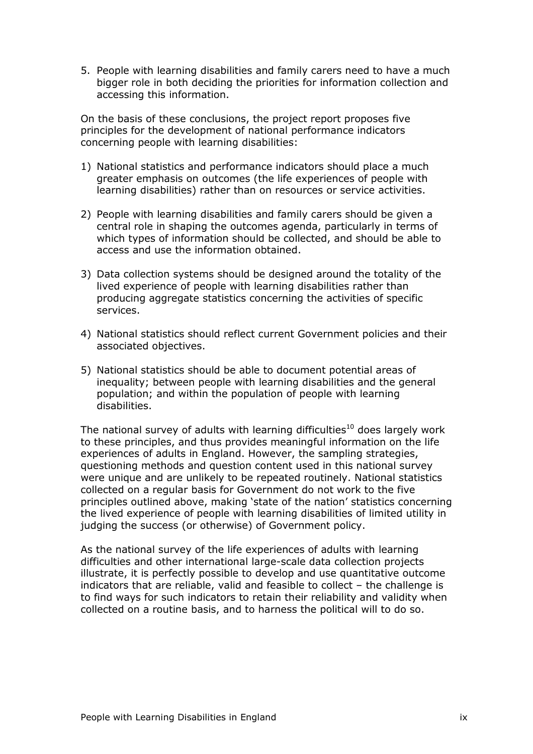5. People with learning disabilities and family carers need to have a much bigger role in both deciding the priorities for information collection and accessing this information.

On the basis of these conclusions, the project report proposes five principles for the development of national performance indicators concerning people with learning disabilities:

1) National statistics and performance indicators should place a much greater emphasis on outcomes (the life experiences of people with learning disabilities) rather than on resources or service activities.

2) People with learning disabilities and family carers should be given a central role in shaping the outcomes agenda, particularly in terms of which types of information should be collected, and should be able to access and use the information obtained.

3) Data collection systems should be designed around the totality of the lived experience of people with learning disabilities rather than producing aggregate statistics concerning the activities of specific services.

4) National statistics should reflect current Government policies and their associated objectives.

5) National statistics should be able to document potential areas of inequality; between people with learning disabilities and the general population; and within the population of people with learning disabilities.

The national survey of adults with learning difficulties[10] does largely work to these principles, and thus provides meaningful information on the life experiences of adults in England. However, the sampling strategies, questioning methods and question content used in this national survey were unique and are unlikely to be repeated routinely. National statistics collected on a regular basis for Government do not work to the five principles outlined above, making 'state of the nation' statistics concerning the lived experience of people with learning disabilities of limited utility in judging the success (or otherwise) of Government policy.

As the national survey of the life experiences of adults with learning difficulties and other international large-scale data collection projects illustrate, it is perfectly possible to develop and use quantitative outcome indicators that are reliable, valid and feasible to collect – the challenge is to find ways for such indicators to retain their reliability and validity when collected on a routine basis, and to harness the political will to do so.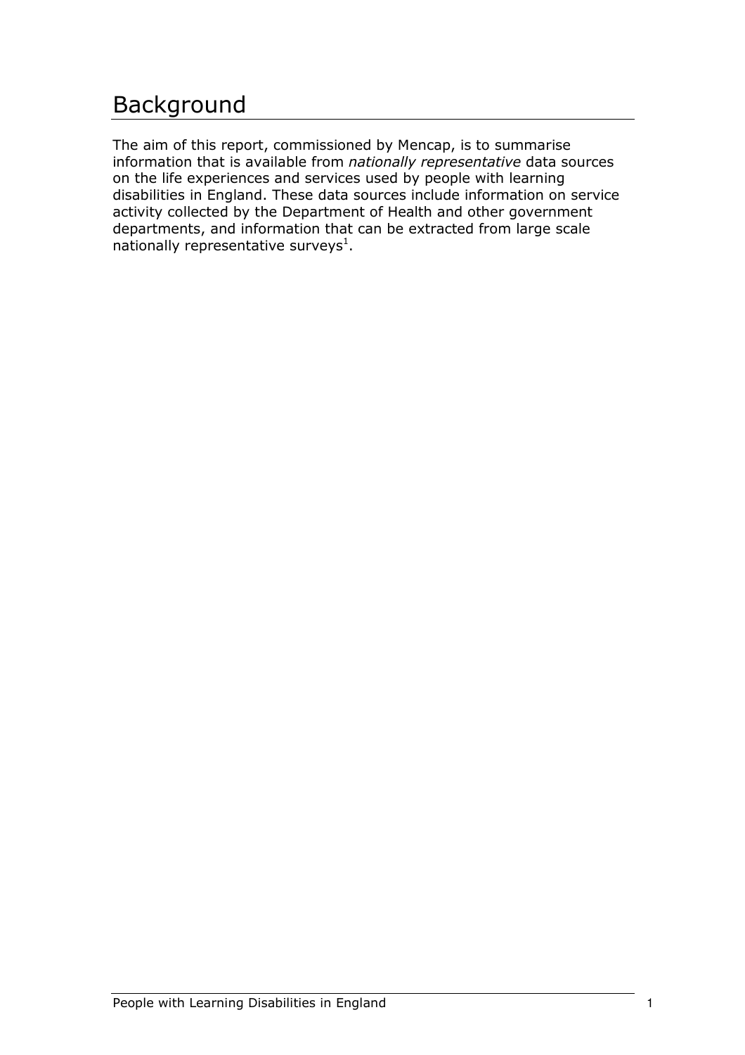# Background

The aim of this report, commissioned by Mencap, is to summarise information that is available from *nationally representative* data sources on the life experiences and services used by people with learning disabilities in England. These data sources include information on service activity collected by the Department of Health and other government departments, and information that can be extracted from large scale nationally representative surveys[1].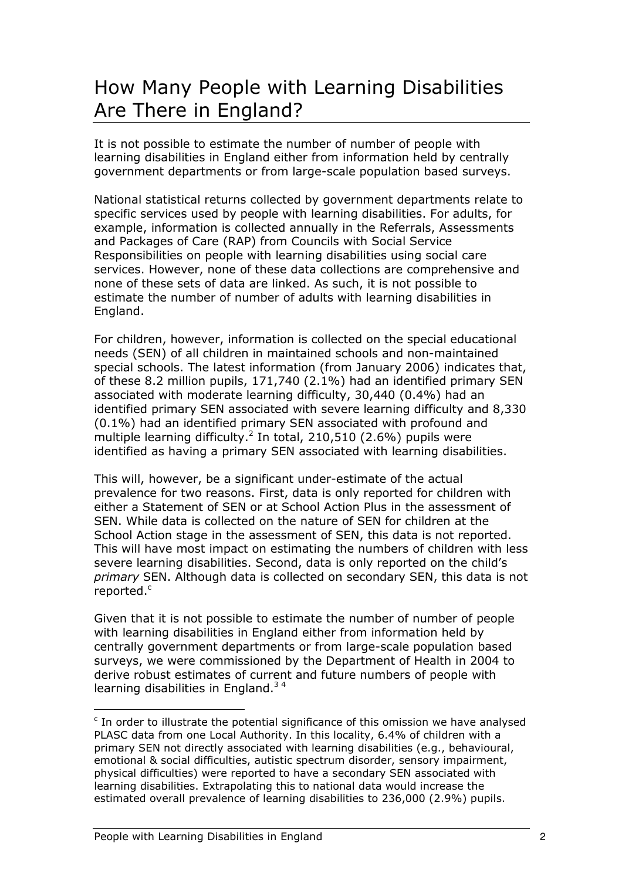# How Many People with Learning Disabilities Are There in England?

It is not possible to estimate the number of number of people with learning disabilities in England either from information held by centrally government departments or from large-scale population based surveys.

National statistical returns collected by government departments relate to specific services used by people with learning disabilities. For adults, for example, information is collected annually in the Referrals, Assessments and Packages of Care (RAP) from Councils with Social Service Responsibilities on people with learning disabilities using social care services. However, none of these data collections are comprehensive and none of these sets of data are linked. As such, it is not possible to estimate the number of number of adults with learning disabilities in England.

For children, however, information is collected on the special educational needs (SEN) of all children in maintained schools and non-maintained special schools. The latest information (from January 2006) indicates that, of these 8.2 million pupils, 171,740 (2.1%) had an identified primary SEN associated with moderate learning difficulty, 30,440 (0.4%) had an identified primary SEN associated with severe learning difficulty and 8,330 (0.1%) had an identified primary SEN associated with profound and multiple learning difficulty.[2] In total, 210,510 (2.6%) pupils were identified as having a primary SEN associated with learning disabilities.

This will, however, be a significant under-estimate of the actual prevalence for two reasons. First, data is only reported for children with either a Statement of SEN or at School Action Plus in the assessment of SEN. While data is collected on the nature of SEN for children at the School Action stage in the assessment of SEN, this data is not reported. This will have most impact on estimating the numbers of children with less severe learning disabilities. Second, data is only reported on the child's *primary* SEN. Although data is collected on secondary SEN, this data is not reported.[c]

Given that it is not possible to estimate the number of number of people with learning disabilities in England either from information held by centrally government departments or from large-scale population based surveys, we were commissioned by the Department of Health in 2004 to derive robust estimates of current and future numbers of people with learning disabilities in England.[3 4]

[c] In order to illustrate the potential significance of this omission we have analysed PLASC data from one Local Authority. In this locality, 6.4% of children with a primary SEN not directly associated with learning disabilities (e.g., behavioural, emotional & social difficulties, autistic spectrum disorder, sensory impairment, physical difficulties) were reported to have a secondary SEN associated with learning disabilities. Extrapolating this to national data would increase the estimated overall prevalence of learning disabilities to 236,000 (2.9%) pupils.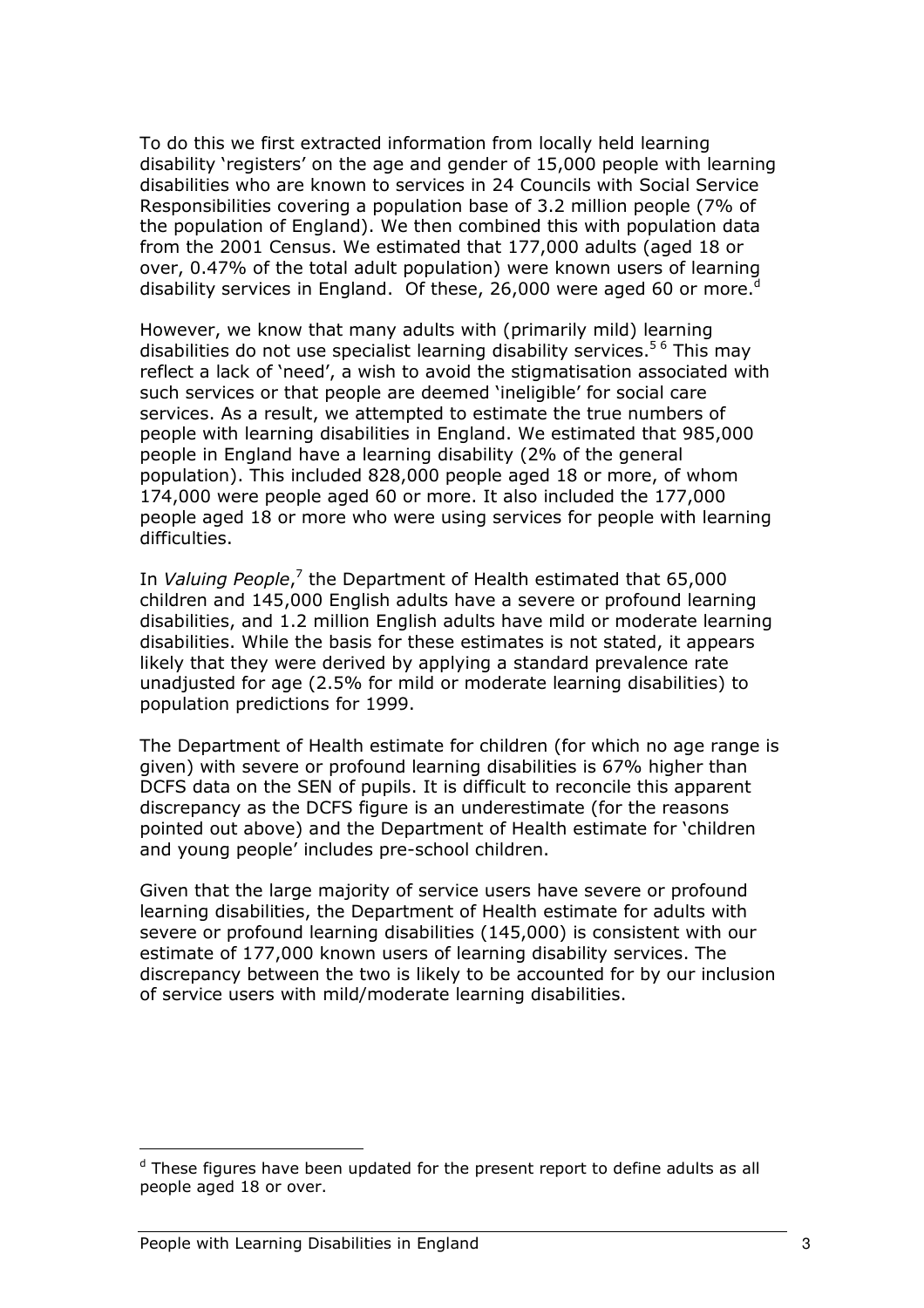To do this we first extracted information from locally held learning disability 'registers' on the age and gender of 15,000 people with learning disabilities who are known to services in 24 Councils with Social Service Responsibilities covering a population base of 3.2 million people (7% of the population of England). We then combined this with population data from the 2001 Census. We estimated that 177,000 adults (aged 18 or over, 0.47% of the total adult population) were known users of learning disability services in England. Of these, 26,000 were aged 60 or more.[d]

However, we know that many adults with (primarily mild) learning disabilities do not use specialist learning disability services.[5 6] This may reflect a lack of 'need', a wish to avoid the stigmatisation associated with such services or that people are deemed 'ineligible' for social care services. As a result, we attempted to estimate the true numbers of people with learning disabilities in England. We estimated that 985,000 people in England have a learning disability (2% of the general population). This included 828,000 people aged 18 or more, of whom 174,000 were people aged 60 or more. It also included the 177,000 people aged 18 or more who were using services for people with learning difficulties.

In *Valuing People*,[7] the Department of Health estimated that 65,000 children and 145,000 English adults have a severe or profound learning disabilities, and 1.2 million English adults have mild or moderate learning disabilities. While the basis for these estimates is not stated, it appears likely that they were derived by applying a standard prevalence rate unadjusted for age (2.5% for mild or moderate learning disabilities) to population predictions for 1999.

The Department of Health estimate for children (for which no age range is given) with severe or profound learning disabilities is 67% higher than DCFS data on the SEN of pupils. It is difficult to reconcile this apparent discrepancy as the DCFS figure is an underestimate (for the reasons pointed out above) and the Department of Health estimate for 'children and young people' includes pre-school children.

Given that the large majority of service users have severe or profound learning disabilities, the Department of Health estimate for adults with severe or profound learning disabilities (145,000) is consistent with our estimate of 177,000 known users of learning disability services. The discrepancy between the two is likely to be accounted for by our inclusion of service users with mild/moderate learning disabilities.

[d] These figures have been updated for the present report to define adults as all people aged 18 or over.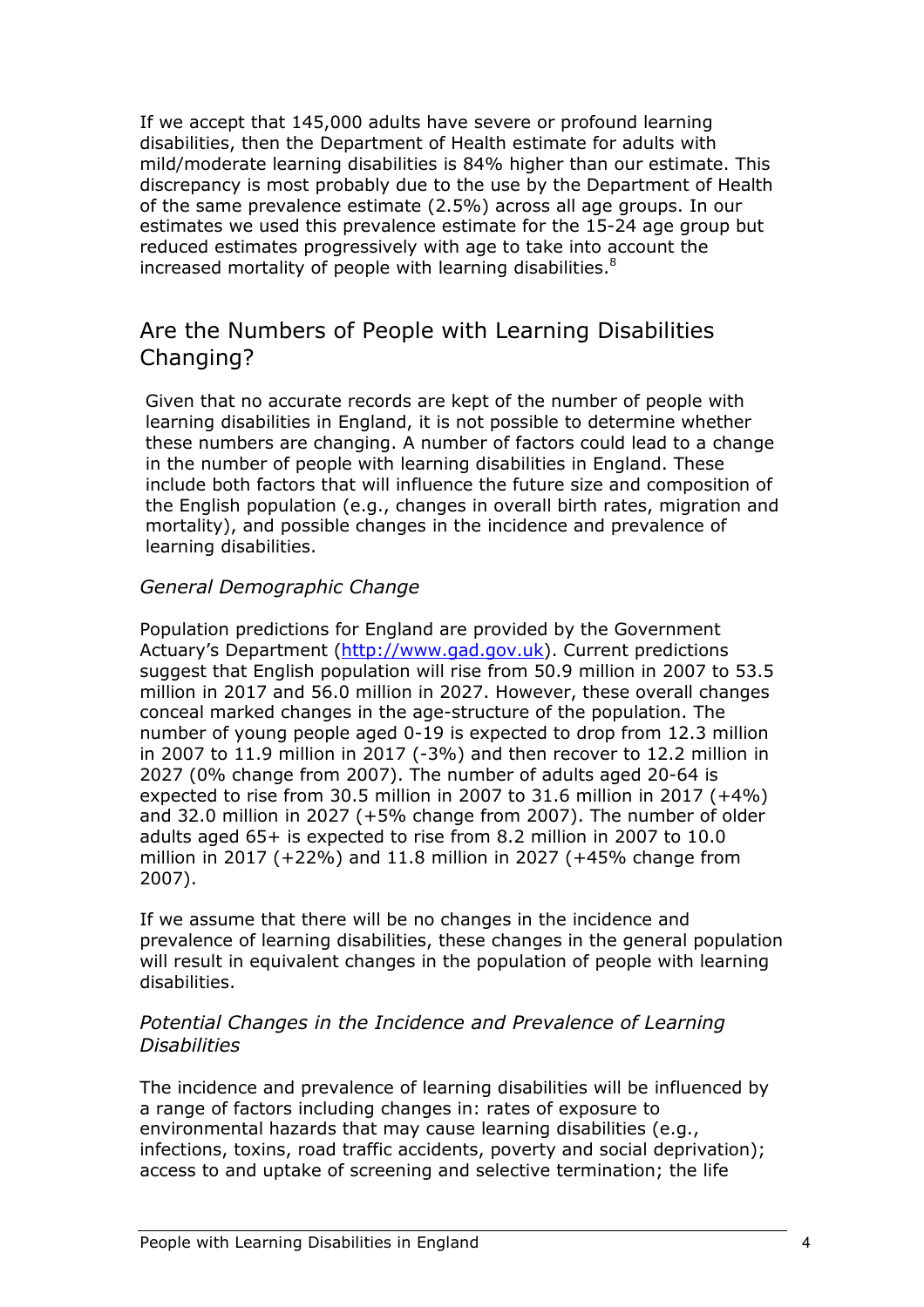If we accept that 145,000 adults have severe or profound learning disabilities, then the Department of Health estimate for adults with mild/moderate learning disabilities is 84% higher than our estimate. This discrepancy is most probably due to the use by the Department of Health of the same prevalence estimate (2.5%) across all age groups. In our estimates we used this prevalence estimate for the 15-24 age group but reduced estimates progressively with age to take into account the increased mortality of people with learning disabilities.[8]

## Are the Numbers of People with Learning Disabilities Changing?

Given that no accurate records are kept of the number of people with learning disabilities in England, it is not possible to determine whether these numbers are changing. A number of factors could lead to a change in the number of people with learning disabilities in England. These include both factors that will influence the future size and composition of the English population (e.g., changes in overall birth rates, migration and mortality), and possible changes in the incidence and prevalence of learning disabilities.

### *General Demographic Change*

Population predictions for England are provided by the Government Actuary's Department (http://www.gad.gov.uk). Current predictions suggest that English population will rise from 50.9 million in 2007 to 53.5 million in 2017 and 56.0 million in 2027. However, these overall changes conceal marked changes in the age-structure of the population. The number of young people aged 0-19 is expected to drop from 12.3 million in 2007 to 11.9 million in 2017 (-3%) and then recover to 12.2 million in 2027 (0% change from 2007). The number of adults aged 20-64 is expected to rise from 30.5 million in 2007 to 31.6 million in 2017 (+4%) and 32.0 million in 2027 (+5% change from 2007). The number of older adults aged 65+ is expected to rise from 8.2 million in 2007 to 10.0 million in 2017 (+22%) and 11.8 million in 2027 (+45% change from 2007).

If we assume that there will be no changes in the incidence and prevalence of learning disabilities, these changes in the general population will result in equivalent changes in the population of people with learning disabilities.

### *Potential Changes in the Incidence and Prevalence of Learning Disabilities*

The incidence and prevalence of learning disabilities will be influenced by a range of factors including changes in: rates of exposure to environmental hazards that may cause learning disabilities (e.g., infections, toxins, road traffic accidents, poverty and social deprivation); access to and uptake of screening and selective termination; the life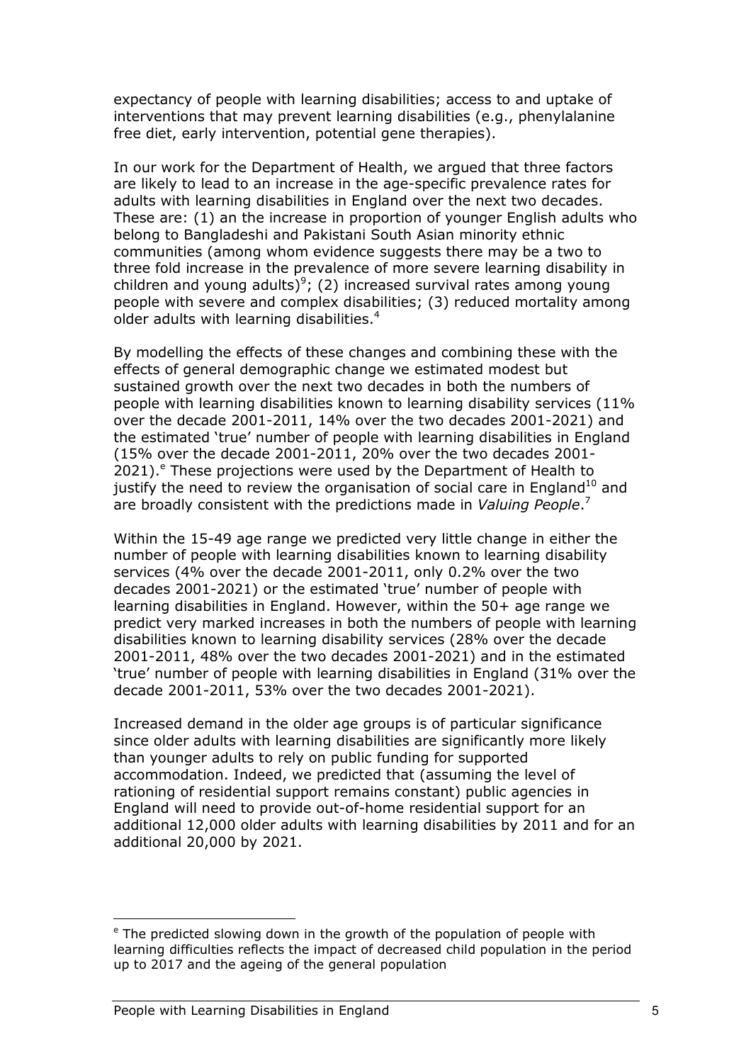expectancy of people with learning disabilities; access to and uptake of interventions that may prevent learning disabilities (e.g., phenylalanine free diet, early intervention, potential gene therapies).

In our work for the Department of Health, we argued that three factors are likely to lead to an increase in the age-specific prevalence rates for adults with learning disabilities in England over the next two decades. These are: (1) an the increase in proportion of younger English adults who belong to Bangladeshi and Pakistani South Asian minority ethnic communities (among whom evidence suggests there may be a two to three fold increase in the prevalence of more severe learning disability in children and young adults)[9]; (2) increased survival rates among young people with severe and complex disabilities; (3) reduced mortality among older adults with learning disabilities.[4]

By modelling the effects of these changes and combining these with the effects of general demographic change we estimated modest but sustained growth over the next two decades in both the numbers of people with learning disabilities known to learning disability services (11% over the decade 2001-2011, 14% over the two decades 2001-2021) and the estimated 'true' number of people with learning disabilities in England (15% over the decade 2001-2011, 20% over the two decades 2001-2021).[e] These projections were used by the Department of Health to justify the need to review the organisation of social care in England[10] and are broadly consistent with the predictions made in *Valuing People*.[7]

Within the 15-49 age range we predicted very little change in either the number of people with learning disabilities known to learning disability services (4% over the decade 2001-2011, only 0.2% over the two decades 2001-2021) or the estimated 'true' number of people with learning disabilities in England. However, within the 50+ age range we predict very marked increases in both the numbers of people with learning disabilities known to learning disability services (28% over the decade 2001-2011, 48% over the two decades 2001-2021) and in the estimated 'true' number of people with learning disabilities in England (31% over the decade 2001-2011, 53% over the two decades 2001-2021).

Increased demand in the older age groups is of particular significance since older adults with learning disabilities are significantly more likely than younger adults to rely on public funding for supported accommodation. Indeed, we predicted that (assuming the level of rationing of residential support remains constant) public agencies in England will need to provide out-of-home residential support for an additional 12,000 older adults with learning disabilities by 2011 and for an additional 20,000 by 2021.

---

[e] The predicted slowing down in the growth of the population of people with learning difficulties reflects the impact of decreased child population in the period up to 2017 and the ageing of the general population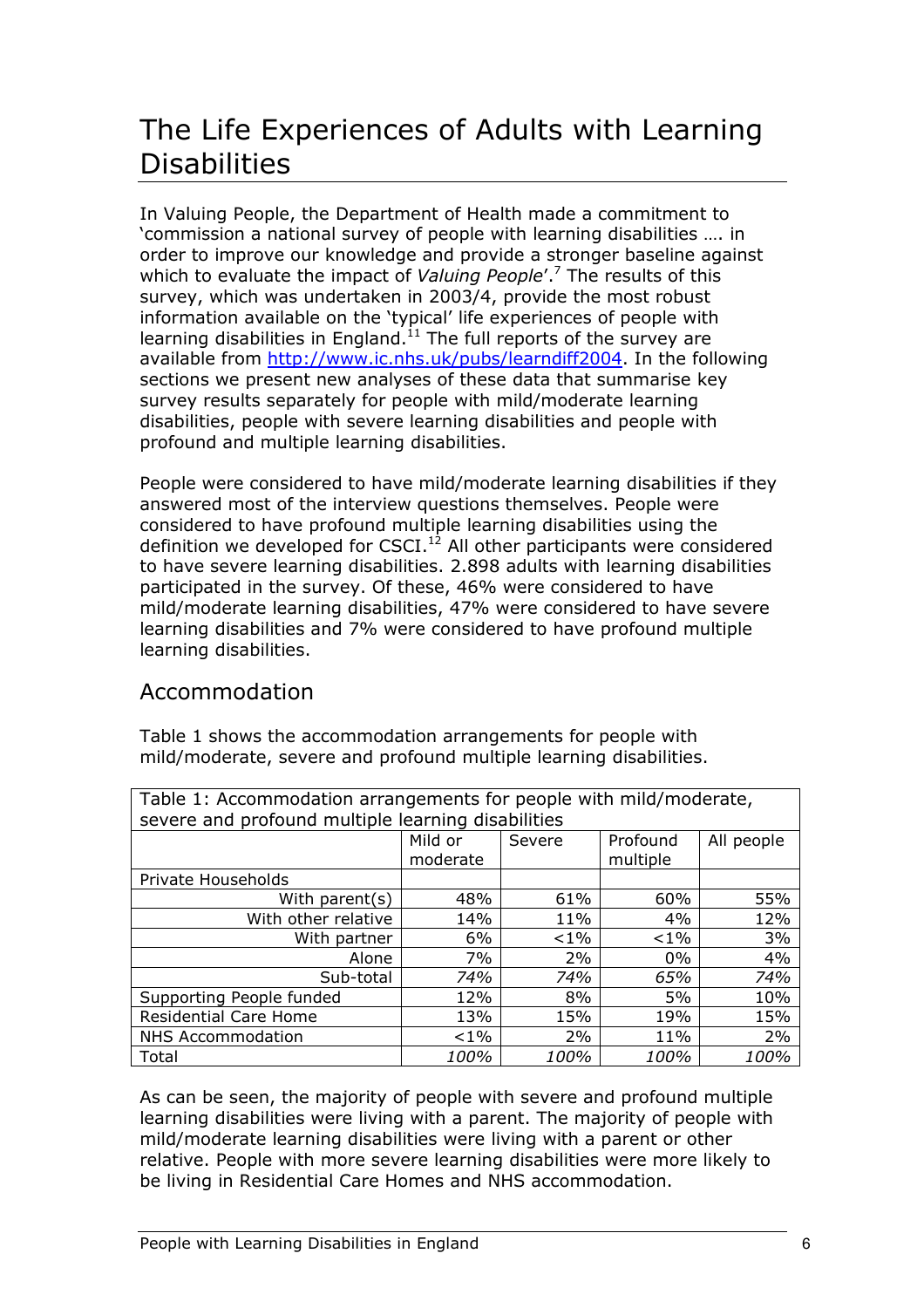# The Life Experiences of Adults with Learning Disabilities

In Valuing People, the Department of Health made a commitment to 'commission a national survey of people with learning disabilities …. in order to improve our knowledge and provide a stronger baseline against which to evaluate the impact of *Valuing People*'.[7] The results of this survey, which was undertaken in 2003/4, provide the most robust information available on the 'typical' life experiences of people with learning disabilities in England.[11] The full reports of the survey are available from http://www.ic.nhs.uk/pubs/learndiff2004. In the following sections we present new analyses of these data that summarise key survey results separately for people with mild/moderate learning disabilities, people with severe learning disabilities and people with profound and multiple learning disabilities.

People were considered to have mild/moderate learning disabilities if they answered most of the interview questions themselves. People were considered to have profound multiple learning disabilities using the definition we developed for CSCI.[12] All other participants were considered to have severe learning disabilities. 2.898 adults with learning disabilities participated in the survey. Of these, 46% were considered to have mild/moderate learning disabilities, 47% were considered to have severe learning disabilities and 7% were considered to have profound multiple learning disabilities.

## Accommodation

Table 1 shows the accommodation arrangements for people with mild/moderate, severe and profound multiple learning disabilities.

Table 1: Accommodation arrangements for people with mild/moderate, severe and profound multiple learning disabilities

| | Mild or moderate | Severe | Profound multiple | All people |
|---|---|---|---|---|
| Private Households | | | | |
| With parent(s) | 48% | 61% | 60% | 55% |
| With other relative | 14% | 11% | 4% | 12% |
| With partner | 6% | <1% | <1% | 3% |
| Alone | 7% | 2% | 0% | 4% |
| *Sub-total* | *74%* | *74%* | *65%* | *74%* |
| Supporting People funded | 12% | 8% | 5% | 10% |
| Residential Care Home | 13% | 15% | 19% | 15% |
| NHS Accommodation | <1% | 2% | 11% | 2% |
| Total | *100%* | *100%* | *100%* | *100%* |

As can be seen, the majority of people with severe and profound multiple learning disabilities were living with a parent. The majority of people with mild/moderate learning disabilities were living with a parent or other relative. People with more severe learning disabilities were more likely to be living in Residential Care Homes and NHS accommodation.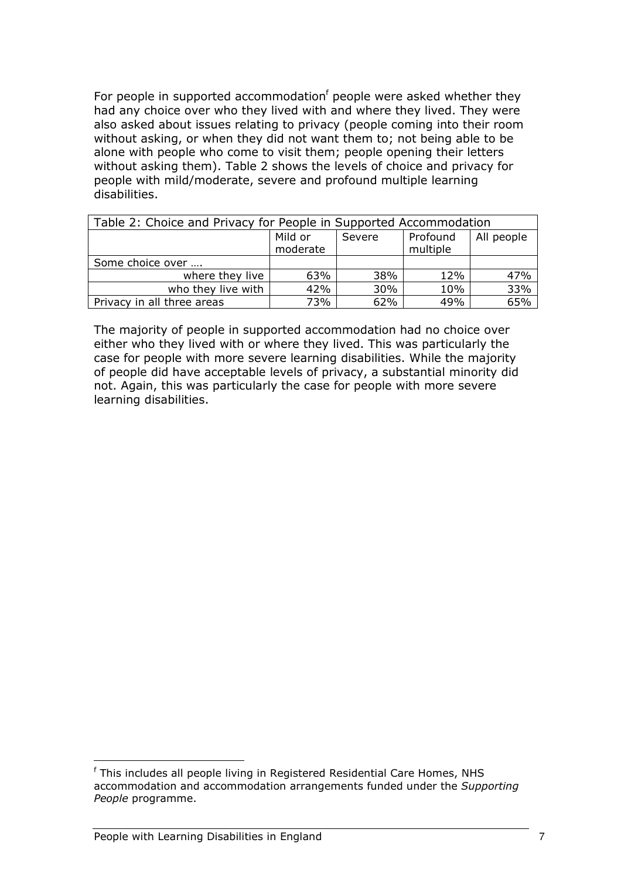For people in supported accommodation[f] people were asked whether they had any choice over who they lived with and where they lived. They were also asked about issues relating to privacy (people coming into their room without asking, or when they did not want them to; not being able to be alone with people who come to visit them; people opening their letters without asking them). Table 2 shows the levels of choice and privacy for people with mild/moderate, severe and profound multiple learning disabilities.

Table 2: Choice and Privacy for People in Supported Accommodation

| | Mild or moderate | Severe | Profound multiple | All people |
|---|---|---|---|---|
| Some choice over …. | | | | |
| where they live | 63% | 38% | 12% | 47% |
| who they live with | 42% | 30% | 10% | 33% |
| Privacy in all three areas | 73% | 62% | 49% | 65% |

The majority of people in supported accommodation had no choice over either who they lived with or where they lived. This was particularly the case for people with more severe learning disabilities. While the majority of people did have acceptable levels of privacy, a substantial minority did not. Again, this was particularly the case for people with more severe learning disabilities.

[f] This includes all people living in Registered Residential Care Homes, NHS accommodation and accommodation arrangements funded under the *Supporting People* programme.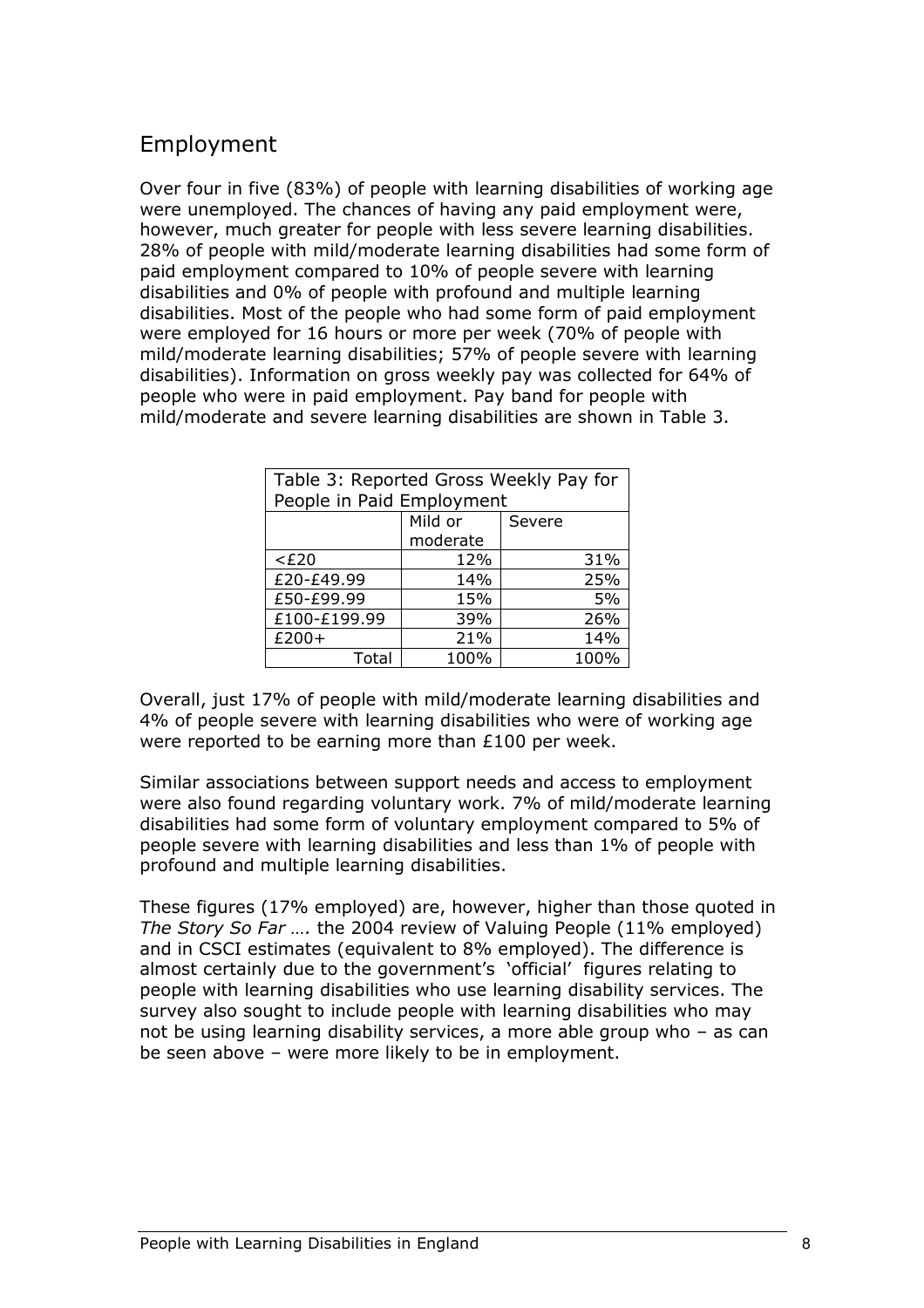## Employment

Over four in five (83%) of people with learning disabilities of working age were unemployed. The chances of having any paid employment were, however, much greater for people with less severe learning disabilities. 28% of people with mild/moderate learning disabilities had some form of paid employment compared to 10% of people severe with learning disabilities and 0% of people with profound and multiple learning disabilities. Most of the people who had some form of paid employment were employed for 16 hours or more per week (70% of people with mild/moderate learning disabilities; 57% of people severe with learning disabilities). Information on gross weekly pay was collected for 64% of people who were in paid employment. Pay band for people with mild/moderate and severe learning disabilities are shown in Table 3.

Table 3: Reported Gross Weekly Pay for People in Paid Employment

| | Mild or moderate | Severe |
|---|---|---|
| <£20 | 12% | 31% |
| £20-£49.99 | 14% | 25% |
| £50-£99.99 | 15% | 5% |
| £100-£199.99 | 39% | 26% |
| £200+ | 21% | 14% |
| Total | 100% | 100% |

Overall, just 17% of people with mild/moderate learning disabilities and 4% of people severe with learning disabilities who were of working age were reported to be earning more than £100 per week.

Similar associations between support needs and access to employment were also found regarding voluntary work. 7% of mild/moderate learning disabilities had some form of voluntary employment compared to 5% of people severe with learning disabilities and less than 1% of people with profound and multiple learning disabilities.

These figures (17% employed) are, however, higher than those quoted in *The Story So Far ….* the 2004 review of Valuing People (11% employed) and in CSCI estimates (equivalent to 8% employed). The difference is almost certainly due to the government's 'official' figures relating to people with learning disabilities who use learning disability services. The survey also sought to include people with learning disabilities who may not be using learning disability services, a more able group who – as can be seen above – were more likely to be in employment.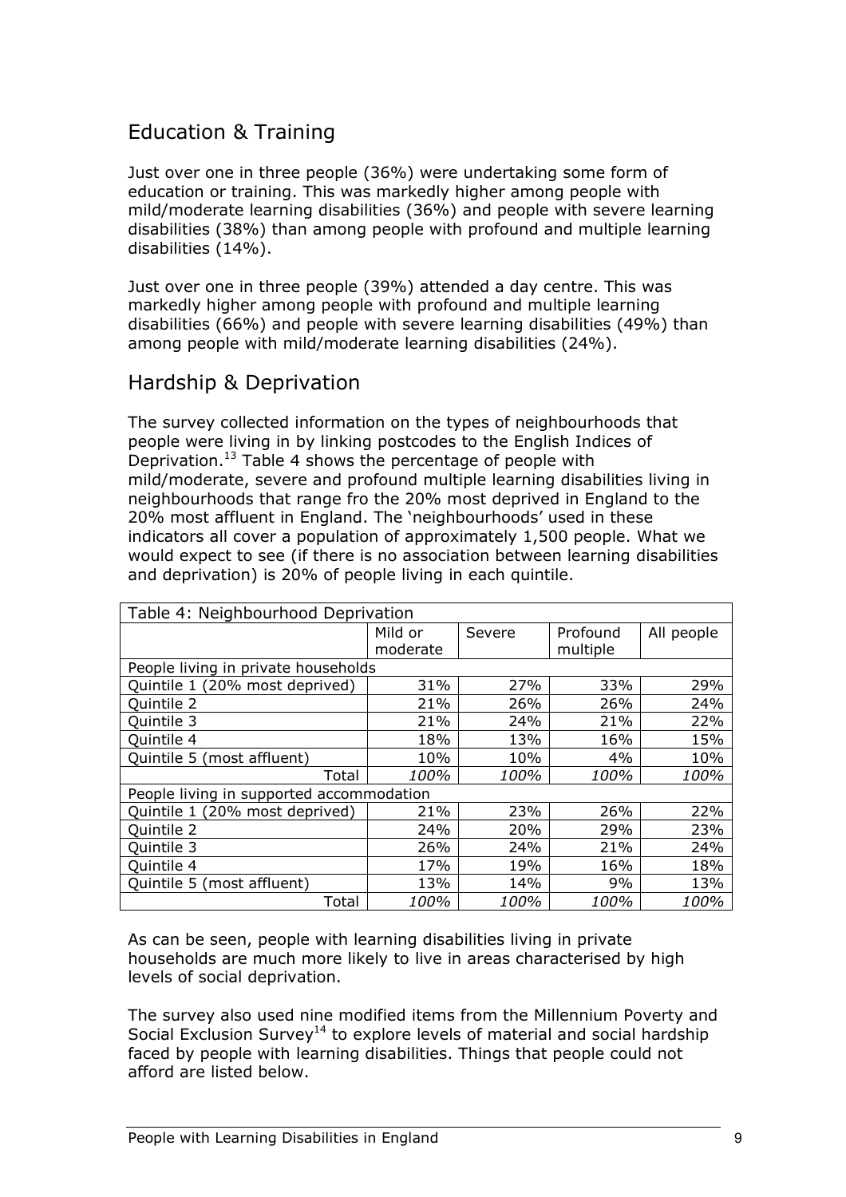## Education & Training

Just over one in three people (36%) were undertaking some form of education or training. This was markedly higher among people with mild/moderate learning disabilities (36%) and people with severe learning disabilities (38%) than among people with profound and multiple learning disabilities (14%).

Just over one in three people (39%) attended a day centre. This was markedly higher among people with profound and multiple learning disabilities (66%) and people with severe learning disabilities (49%) than among people with mild/moderate learning disabilities (24%).

## Hardship & Deprivation

The survey collected information on the types of neighbourhoods that people were living in by linking postcodes to the English Indices of Deprivation.[13] Table 4 shows the percentage of people with mild/moderate, severe and profound multiple learning disabilities living in neighbourhoods that range fro the 20% most deprived in England to the 20% most affluent in England. The 'neighbourhoods' used in these indicators all cover a population of approximately 1,500 people. What we would expect to see (if there is no association between learning disabilities and deprivation) is 20% of people living in each quintile.

| Table 4: Neighbourhood Deprivation | | | | |
|---|---|---|---|---|
| | Mild or moderate | Severe | Profound multiple | All people |
| People living in private households | | | | |
| Quintile 1 (20% most deprived) | 31% | 27% | 33% | 29% |
| Quintile 2 | 21% | 26% | 26% | 24% |
| Quintile 3 | 21% | 24% | 21% | 22% |
| Quintile 4 | 18% | 13% | 16% | 15% |
| Quintile 5 (most affluent) | 10% | 10% | 4% | 10% |
| Total | *100%* | *100%* | *100%* | *100%* |
| People living in supported accommodation | | | | |
| Quintile 1 (20% most deprived) | 21% | 23% | 26% | 22% |
| Quintile 2 | 24% | 20% | 29% | 23% |
| Quintile 3 | 26% | 24% | 21% | 24% |
| Quintile 4 | 17% | 19% | 16% | 18% |
| Quintile 5 (most affluent) | 13% | 14% | 9% | 13% |
| Total | *100%* | *100%* | *100%* | *100%* |

As can be seen, people with learning disabilities living in private households are much more likely to live in areas characterised by high levels of social deprivation.

The survey also used nine modified items from the Millennium Poverty and Social Exclusion Survey[14] to explore levels of material and social hardship faced by people with learning disabilities. Things that people could not afford are listed below.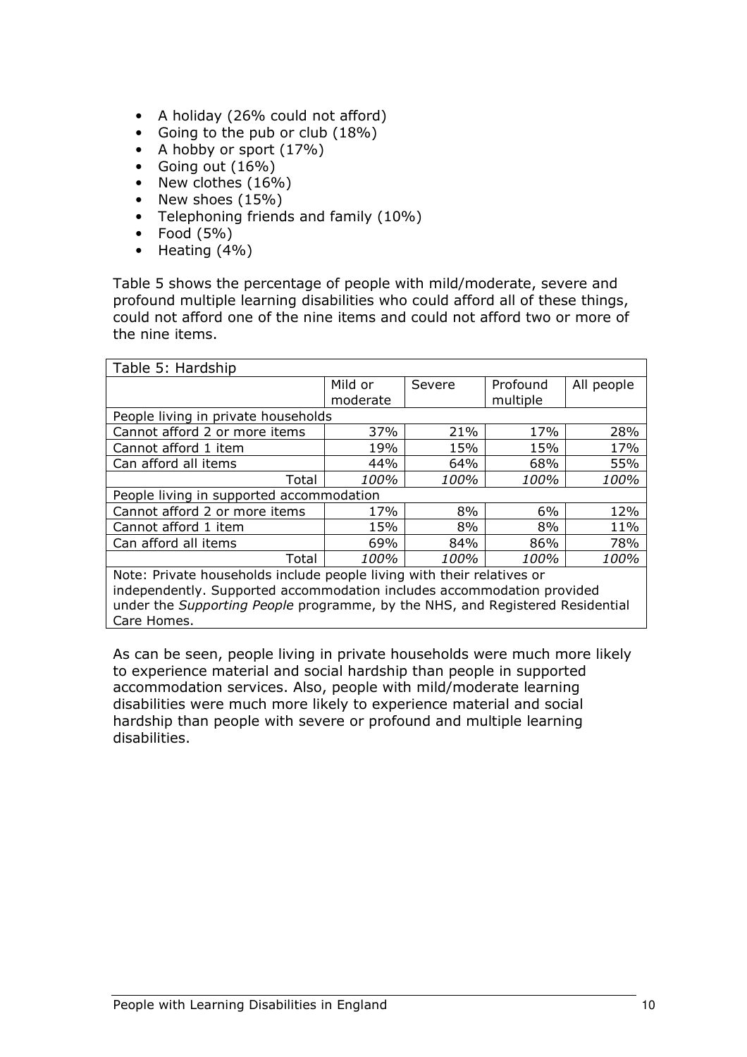- A holiday (26% could not afford)
- Going to the pub or club (18%)
- A hobby or sport (17%)
- Going out (16%)
- New clothes (16%)
- New shoes (15%)
- Telephoning friends and family (10%)
- Food (5%)
- Heating (4%)

Table 5 shows the percentage of people with mild/moderate, severe and profound multiple learning disabilities who could afford all of these things, could not afford one of the nine items and could not afford two or more of the nine items.

Table 5: Hardship

| | Mild or moderate | Severe | Profound multiple | All people |
|---|---|---|---|---|
| People living in private households | | | | |
| Cannot afford 2 or more items | 37% | 21% | 17% | 28% |
| Cannot afford 1 item | 19% | 15% | 15% | 17% |
| Can afford all items | 44% | 64% | 68% | 55% |
| Total | *100%* | *100%* | *100%* | *100%* |
| People living in supported accommodation | | | | |
| Cannot afford 2 or more items | 17% | 8% | 6% | 12% |
| Cannot afford 1 item | 15% | 8% | 8% | 11% |
| Can afford all items | 69% | 84% | 86% | 78% |
| Total | *100%* | *100%* | *100%* | *100%* |

Note: Private households include people living with their relatives or independently. Supported accommodation includes accommodation provided under the *Supporting People* programme, by the NHS, and Registered Residential Care Homes.

As can be seen, people living in private households were much more likely to experience material and social hardship than people in supported accommodation services. Also, people with mild/moderate learning disabilities were much more likely to experience material and social hardship than people with severe or profound and multiple learning disabilities.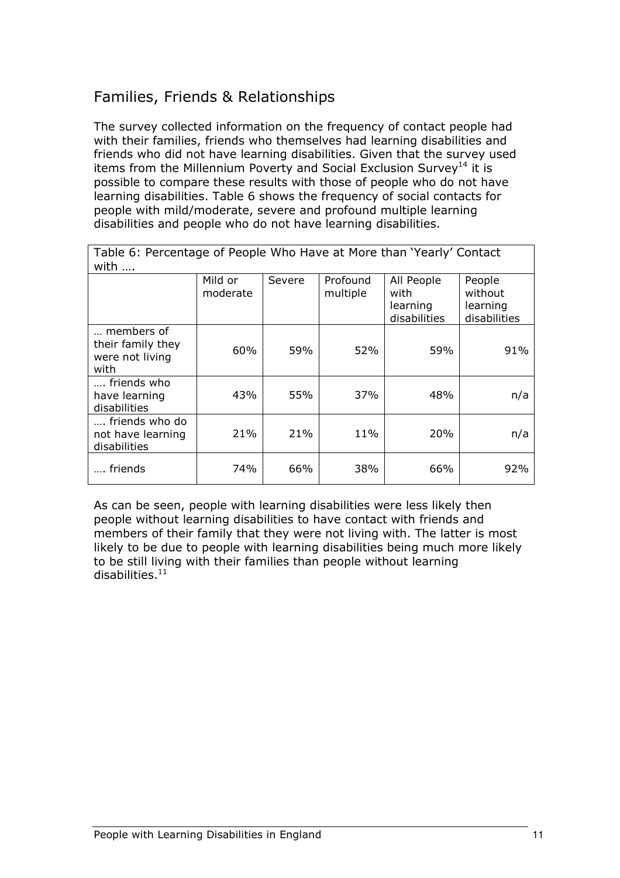## Families, Friends & Relationships

The survey collected information on the frequency of contact people had with their families, friends who themselves had learning disabilities and friends who did not have learning disabilities. Given that the survey used items from the Millennium Poverty and Social Exclusion Survey[14] it is possible to compare these results with those of people who do not have learning disabilities. Table 6 shows the frequency of social contacts for people with mild/moderate, severe and profound multiple learning disabilities and people who do not have learning disabilities.

Table 6: Percentage of People Who Have at More than 'Yearly' Contact with ….

| | Mild or moderate | Severe | Profound multiple | All People with learning disabilities | People without learning disabilities |
|---|---|---|---|---|---|
| … members of their family they were not living with | 60% | 59% | 52% | 59% | 91% |
| …. friends who have learning disabilities | 43% | 55% | 37% | 48% | n/a |
| …. friends who do not have learning disabilities | 21% | 21% | 11% | 20% | n/a |
| …. friends | 74% | 66% | 38% | 66% | 92% |

As can be seen, people with learning disabilities were less likely then people without learning disabilities to have contact with friends and members of their family that they were not living with. The latter is most likely to be due to people with learning disabilities being much more likely to be still living with their families than people without learning disabilities.[11]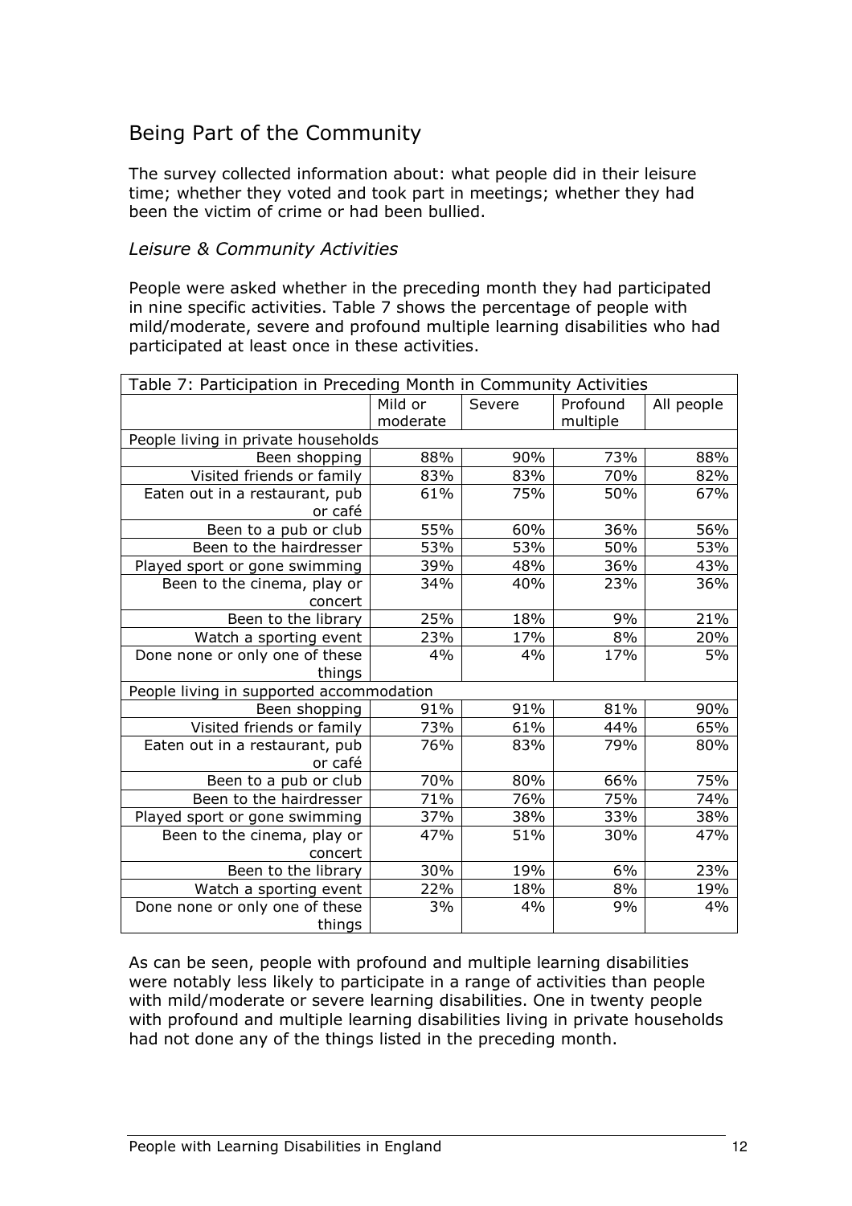## Being Part of the Community

The survey collected information about: what people did in their leisure time; whether they voted and took part in meetings; whether they had been the victim of crime or had been bullied.

### *Leisure & Community Activities*

People were asked whether in the preceding month they had participated in nine specific activities. Table 7 shows the percentage of people with mild/moderate, severe and profound multiple learning disabilities who had participated at least once in these activities.

| Table 7: Participation in Preceding Month in Community Activities | | | | |
|---|---|---|---|---|
| | Mild or moderate | Severe | Profound multiple | All people |
| People living in private households | | | | |
| Been shopping | 88% | 90% | 73% | 88% |
| Visited friends or family | 83% | 83% | 70% | 82% |
| Eaten out in a restaurant, pub or café | 61% | 75% | 50% | 67% |
| Been to a pub or club | 55% | 60% | 36% | 56% |
| Been to the hairdresser | 53% | 53% | 50% | 53% |
| Played sport or gone swimming | 39% | 48% | 36% | 43% |
| Been to the cinema, play or concert | 34% | 40% | 23% | 36% |
| Been to the library | 25% | 18% | 9% | 21% |
| Watch a sporting event | 23% | 17% | 8% | 20% |
| Done none or only one of these things | 4% | 4% | 17% | 5% |
| People living in supported accommodation | | | | |
| Been shopping | 91% | 91% | 81% | 90% |
| Visited friends or family | 73% | 61% | 44% | 65% |
| Eaten out in a restaurant, pub or café | 76% | 83% | 79% | 80% |
| Been to a pub or club | 70% | 80% | 66% | 75% |
| Been to the hairdresser | 71% | 76% | 75% | 74% |
| Played sport or gone swimming | 37% | 38% | 33% | 38% |
| Been to the cinema, play or concert | 47% | 51% | 30% | 47% |
| Been to the library | 30% | 19% | 6% | 23% |
| Watch a sporting event | 22% | 18% | 8% | 19% |
| Done none or only one of these things | 3% | 4% | 9% | 4% |

As can be seen, people with profound and multiple learning disabilities were notably less likely to participate in a range of activities than people with mild/moderate or severe learning disabilities. One in twenty people with profound and multiple learning disabilities living in private households had not done any of the things listed in the preceding month.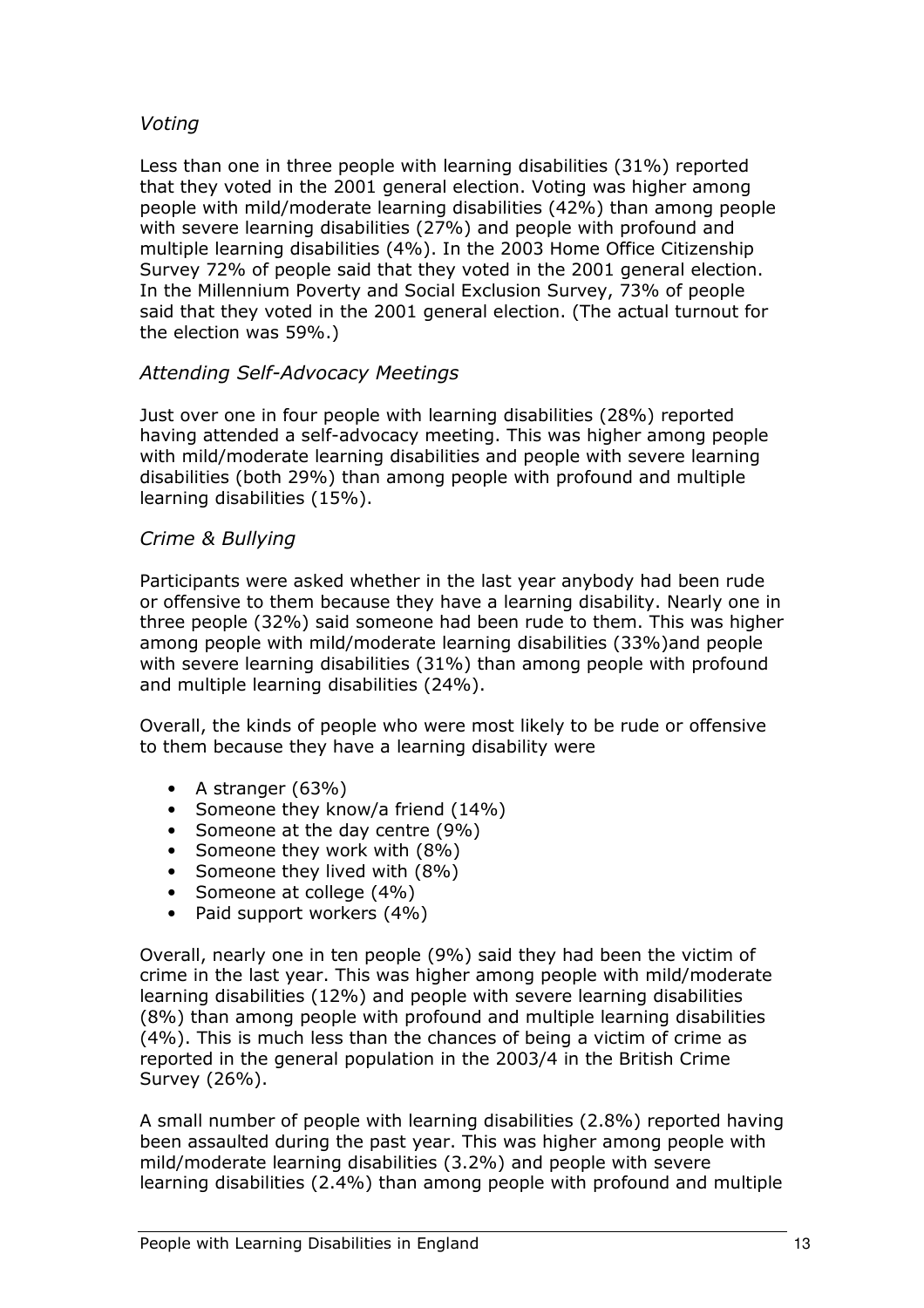### *Voting*

Less than one in three people with learning disabilities (31%) reported that they voted in the 2001 general election. Voting was higher among people with mild/moderate learning disabilities (42%) than among people with severe learning disabilities (27%) and people with profound and multiple learning disabilities (4%). In the 2003 Home Office Citizenship Survey 72% of people said that they voted in the 2001 general election. In the Millennium Poverty and Social Exclusion Survey, 73% of people said that they voted in the 2001 general election. (The actual turnout for the election was 59%.)

### *Attending Self-Advocacy Meetings*

Just over one in four people with learning disabilities (28%) reported having attended a self-advocacy meeting. This was higher among people with mild/moderate learning disabilities and people with severe learning disabilities (both 29%) than among people with profound and multiple learning disabilities (15%).

### *Crime & Bullying*

Participants were asked whether in the last year anybody had been rude or offensive to them because they have a learning disability. Nearly one in three people (32%) said someone had been rude to them. This was higher among people with mild/moderate learning disabilities (33%)and people with severe learning disabilities (31%) than among people with profound and multiple learning disabilities (24%).

Overall, the kinds of people who were most likely to be rude or offensive to them because they have a learning disability were

- A stranger (63%)
- Someone they know/a friend (14%)
- Someone at the day centre (9%)
- Someone they work with (8%)
- Someone they lived with (8%)
- Someone at college (4%)
- Paid support workers (4%)

Overall, nearly one in ten people (9%) said they had been the victim of crime in the last year. This was higher among people with mild/moderate learning disabilities (12%) and people with severe learning disabilities (8%) than among people with profound and multiple learning disabilities (4%). This is much less than the chances of being a victim of crime as reported in the general population in the 2003/4 in the British Crime Survey (26%).

A small number of people with learning disabilities (2.8%) reported having been assaulted during the past year. This was higher among people with mild/moderate learning disabilities (3.2%) and people with severe learning disabilities (2.4%) than among people with profound and multiple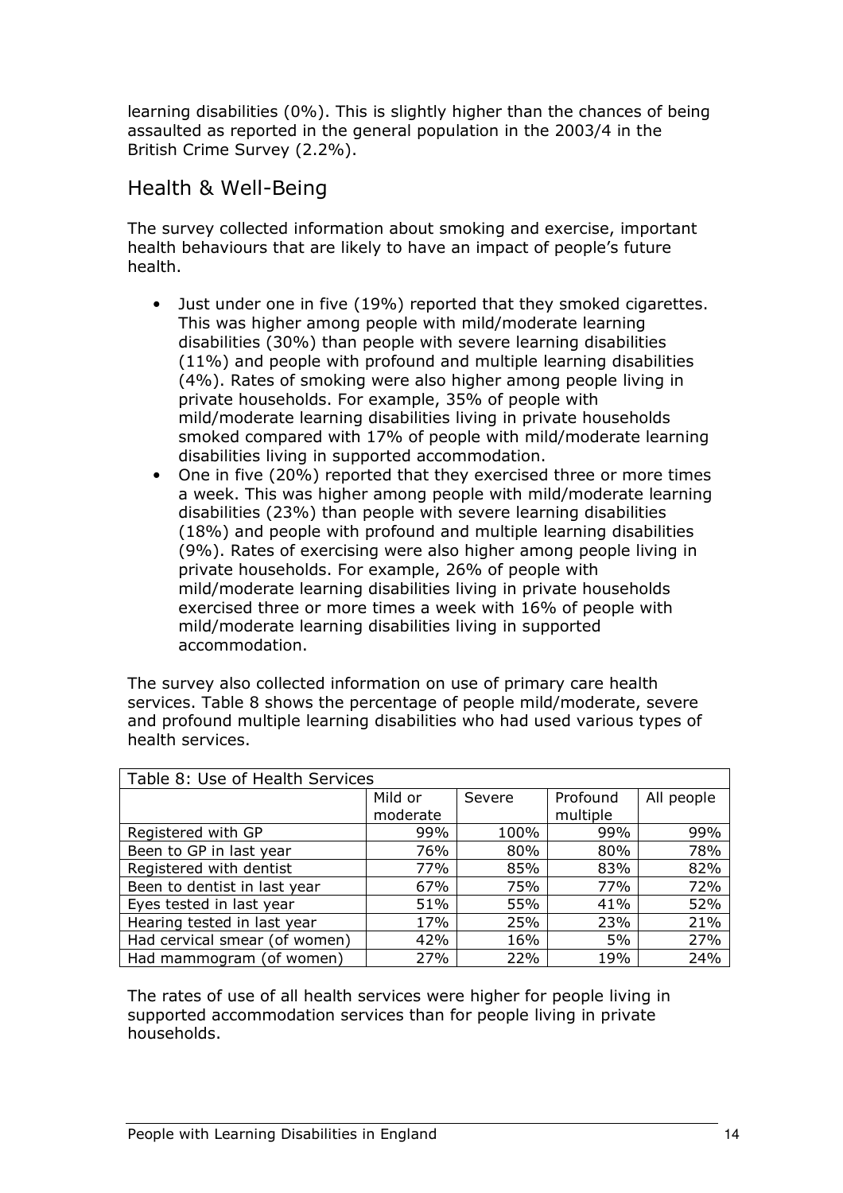learning disabilities (0%). This is slightly higher than the chances of being assaulted as reported in the general population in the 2003/4 in the British Crime Survey (2.2%).

## Health & Well-Being

The survey collected information about smoking and exercise, important health behaviours that are likely to have an impact of people's future health.

- Just under one in five (19%) reported that they smoked cigarettes. This was higher among people with mild/moderate learning disabilities (30%) than people with severe learning disabilities (11%) and people with profound and multiple learning disabilities (4%). Rates of smoking were also higher among people living in private households. For example, 35% of people with mild/moderate learning disabilities living in private households smoked compared with 17% of people with mild/moderate learning disabilities living in supported accommodation.
- One in five (20%) reported that they exercised three or more times a week. This was higher among people with mild/moderate learning disabilities (23%) than people with severe learning disabilities (18%) and people with profound and multiple learning disabilities (9%). Rates of exercising were also higher among people living in private households. For example, 26% of people with mild/moderate learning disabilities living in private households exercised three or more times a week with 16% of people with mild/moderate learning disabilities living in supported accommodation.

The survey also collected information on use of primary care health services. Table 8 shows the percentage of people mild/moderate, severe and profound multiple learning disabilities who had used various types of health services.

| Table 8: Use of Health Services | | | | |
|---|---|---|---|---|
| | Mild or moderate | Severe | Profound multiple | All people |
| Registered with GP | 99% | 100% | 99% | 99% |
| Been to GP in last year | 76% | 80% | 80% | 78% |
| Registered with dentist | 77% | 85% | 83% | 82% |
| Been to dentist in last year | 67% | 75% | 77% | 72% |
| Eyes tested in last year | 51% | 55% | 41% | 52% |
| Hearing tested in last year | 17% | 25% | 23% | 21% |
| Had cervical smear (of women) | 42% | 16% | 5% | 27% |
| Had mammogram (of women) | 27% | 22% | 19% | 24% |

The rates of use of all health services were higher for people living in supported accommodation services than for people living in private households.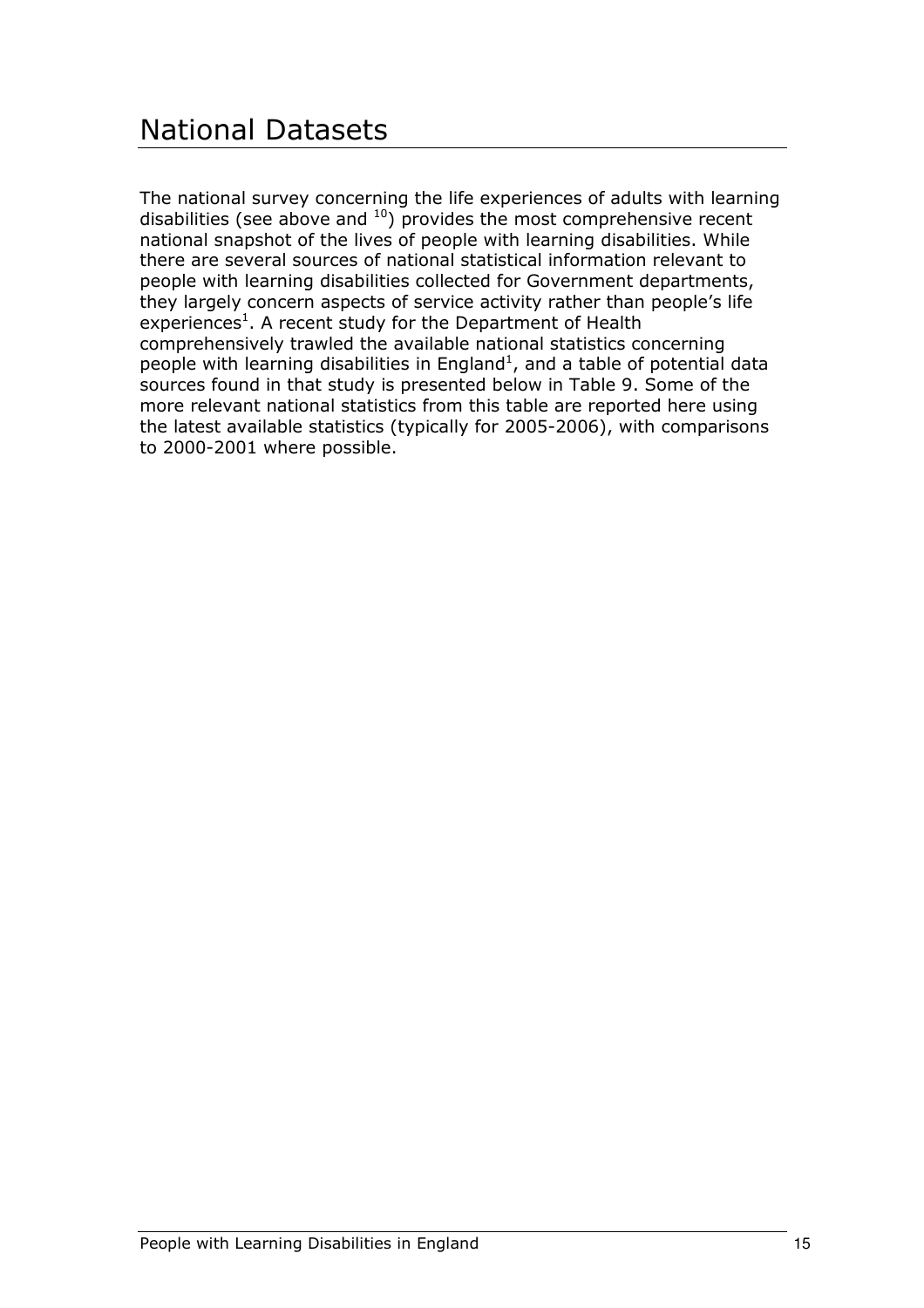# National Datasets

The national survey concerning the life experiences of adults with learning disabilities (see above and [10]) provides the most comprehensive recent national snapshot of the lives of people with learning disabilities. While there are several sources of national statistical information relevant to people with learning disabilities collected for Government departments, they largely concern aspects of service activity rather than people's life experiences[1]. A recent study for the Department of Health comprehensively trawled the available national statistics concerning people with learning disabilities in England[1], and a table of potential data sources found in that study is presented below in Table 9. Some of the more relevant national statistics from this table are reported here using the latest available statistics (typically for 2005-2006), with comparisons to 2000-2001 where possible.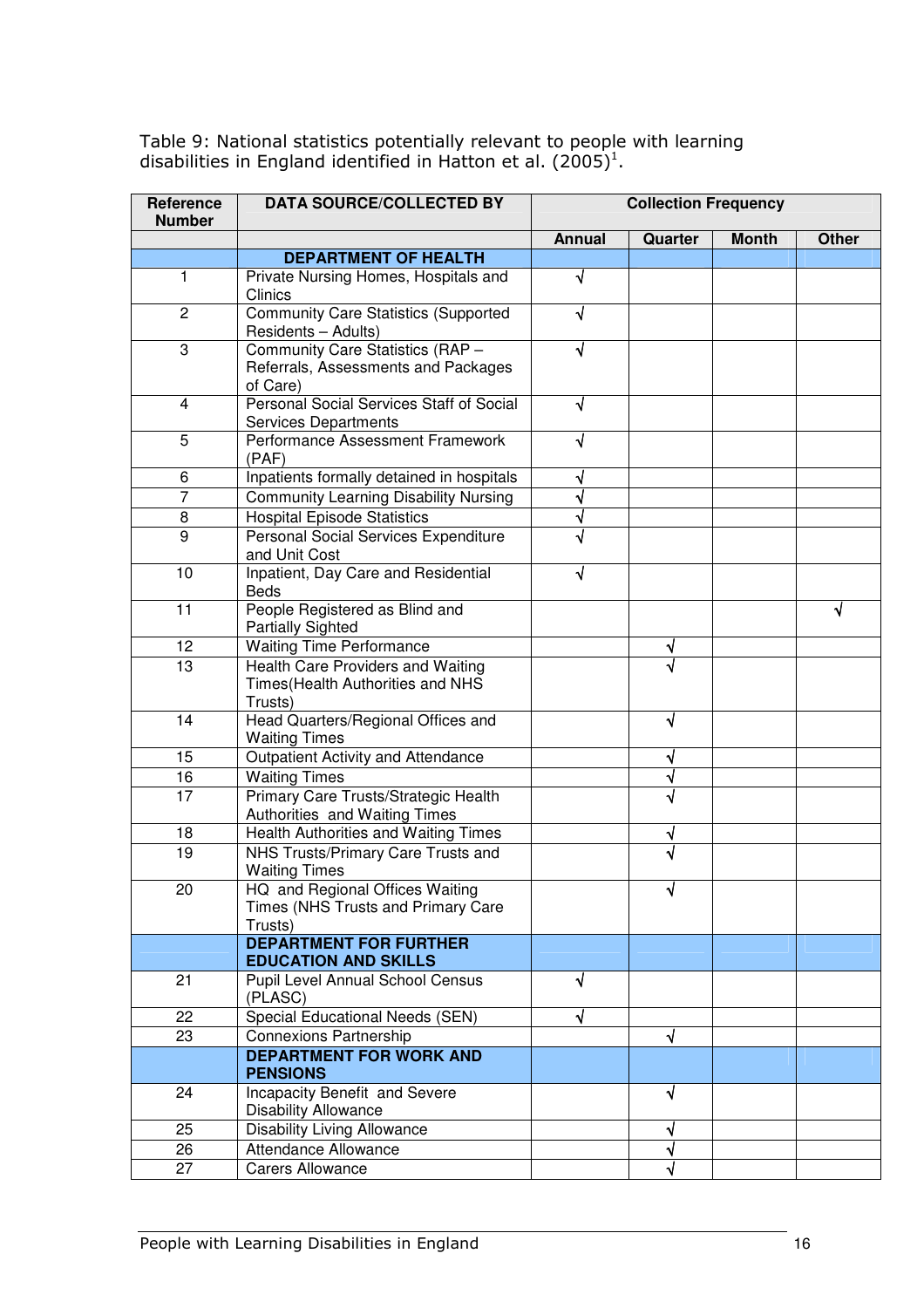Table 9: National statistics potentially relevant to people with learning disabilities in England identified in Hatton et al. (2005)[1].

| Reference Number | DATA SOURCE/COLLECTED BY | Collection Frequency | | | |
|---|---|---|---|---|---|
| | | Annual | Quarter | Month | Other |
| | **DEPARTMENT OF HEALTH** | | | | |
| 1 | Private Nursing Homes, Hospitals and Clinics | √ | | | |
| 2 | Community Care Statistics (Supported Residents – Adults) | √ | | | |
| 3 | Community Care Statistics (RAP – Referrals, Assessments and Packages of Care) | √ | | | |
| 4 | Personal Social Services Staff of Social Services Departments | √ | | | |
| 5 | Performance Assessment Framework (PAF) | √ | | | |
| 6 | Inpatients formally detained in hospitals | √ | | | |
| 7 | Community Learning Disability Nursing | √ | | | |
| 8 | Hospital Episode Statistics | √ | | | |
| 9 | Personal Social Services Expenditure and Unit Cost | √ | | | |
| 10 | Inpatient, Day Care and Residential Beds | √ | | | |
| 11 | People Registered as Blind and Partially Sighted | | | | √ |
| 12 | Waiting Time Performance | | √ | | |
| 13 | Health Care Providers and Waiting Times(Health Authorities and NHS Trusts) | | √ | | |
| 14 | Head Quarters/Regional Offices and Waiting Times | | √ | | |
| 15 | Outpatient Activity and Attendance | | √ | | |
| 16 | Waiting Times | | √ | | |
| 17 | Primary Care Trusts/Strategic Health Authorities and Waiting Times | | √ | | |
| 18 | Health Authorities and Waiting Times | | √ | | |
| 19 | NHS Trusts/Primary Care Trusts and Waiting Times | | √ | | |
| 20 | HQ and Regional Offices Waiting Times (NHS Trusts and Primary Care Trusts) | | √ | | |
| | **DEPARTMENT FOR FURTHER EDUCATION AND SKILLS** | | | | |
| 21 | Pupil Level Annual School Census (PLASC) | √ | | | |
| 22 | Special Educational Needs (SEN) | √ | | | |
| 23 | Connexions Partnership | | √ | | |
| | **DEPARTMENT FOR WORK AND PENSIONS** | | | | |
| 24 | Incapacity Benefit and Severe Disability Allowance | | √ | | |
| 25 | Disability Living Allowance | | √ | | |
| 26 | Attendance Allowance | | √ | | |
| 27 | Carers Allowance | | √ | | |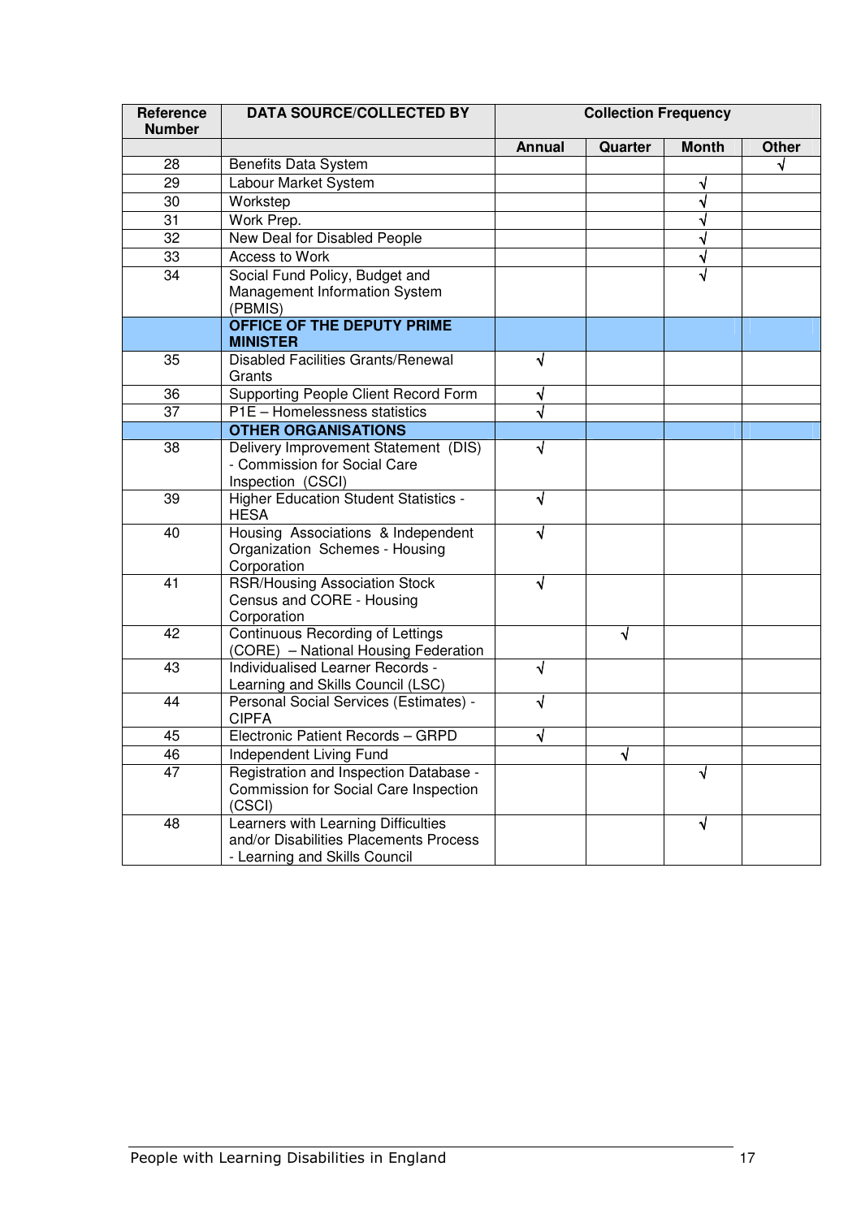| Reference Number | DATA SOURCE/COLLECTED BY | Collection Frequency | | | |
|---|---|---|---|---|---|
| | | Annual | Quarter | Month | Other |
| 28 | Benefits Data System | | | | √ |
| 29 | Labour Market System | | | √ | |
| 30 | Workstep | | | √ | |
| 31 | Work Prep. | | | √ | |
| 32 | New Deal for Disabled People | | | √ | |
| 33 | Access to Work | | | √ | |
| 34 | Social Fund Policy, Budget and Management Information System (PBMIS) | | | √ | |
| | **OFFICE OF THE DEPUTY PRIME MINISTER** | | | | |
| 35 | Disabled Facilities Grants/Renewal Grants | √ | | | |
| 36 | Supporting People Client Record Form | √ | | | |
| 37 | P1E – Homelessness statistics | √ | | | |
| | **OTHER ORGANISATIONS** | | | | |
| 38 | Delivery Improvement Statement (DIS) - Commission for Social Care Inspection (CSCI) | √ | | | |
| 39 | Higher Education Student Statistics - HESA | √ | | | |
| 40 | Housing Associations & Independent Organization Schemes - Housing Corporation | √ | | | |
| 41 | RSR/Housing Association Stock Census and CORE - Housing Corporation | √ | | | |
| 42 | Continuous Recording of Lettings (CORE) – National Housing Federation | | √ | | |
| 43 | Individualised Learner Records - Learning and Skills Council (LSC) | √ | | | |
| 44 | Personal Social Services (Estimates) - CIPFA | √ | | | |
| 45 | Electronic Patient Records – GRPD | √ | | | |
| 46 | Independent Living Fund | | √ | | |
| 47 | Registration and Inspection Database - Commission for Social Care Inspection (CSCI) | | | √ | |
| 48 | Learners with Learning Difficulties and/or Disabilities Placements Process - Learning and Skills Council | | | √ | |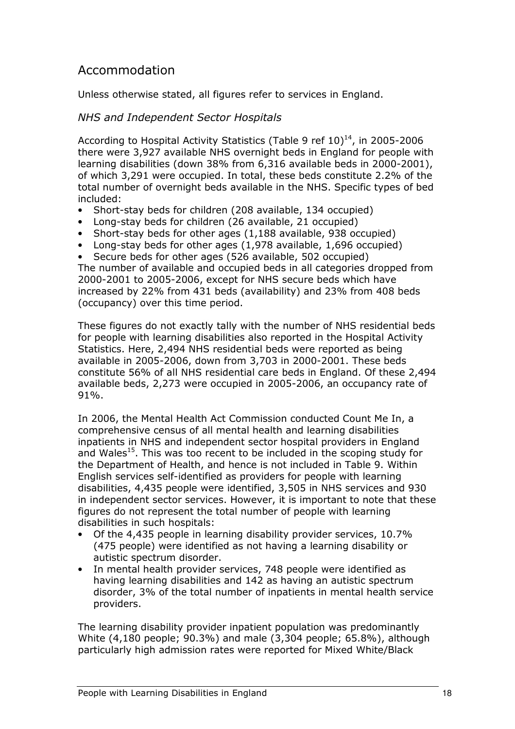## Accommodation

Unless otherwise stated, all figures refer to services in England.

### *NHS and Independent Sector Hospitals*

According to Hospital Activity Statistics (Table 9 ref 10)[14], in 2005-2006 there were 3,927 available NHS overnight beds in England for people with learning disabilities (down 38% from 6,316 available beds in 2000-2001), of which 3,291 were occupied. In total, these beds constitute 2.2% of the total number of overnight beds available in the NHS. Specific types of bed included:

- Short-stay beds for children (208 available, 134 occupied)
- Long-stay beds for children (26 available, 21 occupied)
- Short-stay beds for other ages (1,188 available, 938 occupied)
- Long-stay beds for other ages (1,978 available, 1,696 occupied)
- Secure beds for other ages (526 available, 502 occupied)

The number of available and occupied beds in all categories dropped from 2000-2001 to 2005-2006, except for NHS secure beds which have increased by 22% from 431 beds (availability) and 23% from 408 beds (occupancy) over this time period.

These figures do not exactly tally with the number of NHS residential beds for people with learning disabilities also reported in the Hospital Activity Statistics. Here, 2,494 NHS residential beds were reported as being available in 2005-2006, down from 3,703 in 2000-2001. These beds constitute 56% of all NHS residential care beds in England. Of these 2,494 available beds, 2,273 were occupied in 2005-2006, an occupancy rate of 91%.

In 2006, the Mental Health Act Commission conducted Count Me In, a comprehensive census of all mental health and learning disabilities inpatients in NHS and independent sector hospital providers in England and Wales[15]. This was too recent to be included in the scoping study for the Department of Health, and hence is not included in Table 9. Within English services self-identified as providers for people with learning disabilities, 4,435 people were identified, 3,505 in NHS services and 930 in independent sector services. However, it is important to note that these figures do not represent the total number of people with learning disabilities in such hospitals:

- Of the 4,435 people in learning disability provider services, 10.7% (475 people) were identified as not having a learning disability or autistic spectrum disorder.
- In mental health provider services, 748 people were identified as having learning disabilities and 142 as having an autistic spectrum disorder, 3% of the total number of inpatients in mental health service providers.

The learning disability provider inpatient population was predominantly White (4,180 people; 90.3%) and male (3,304 people; 65.8%), although particularly high admission rates were reported for Mixed White/Black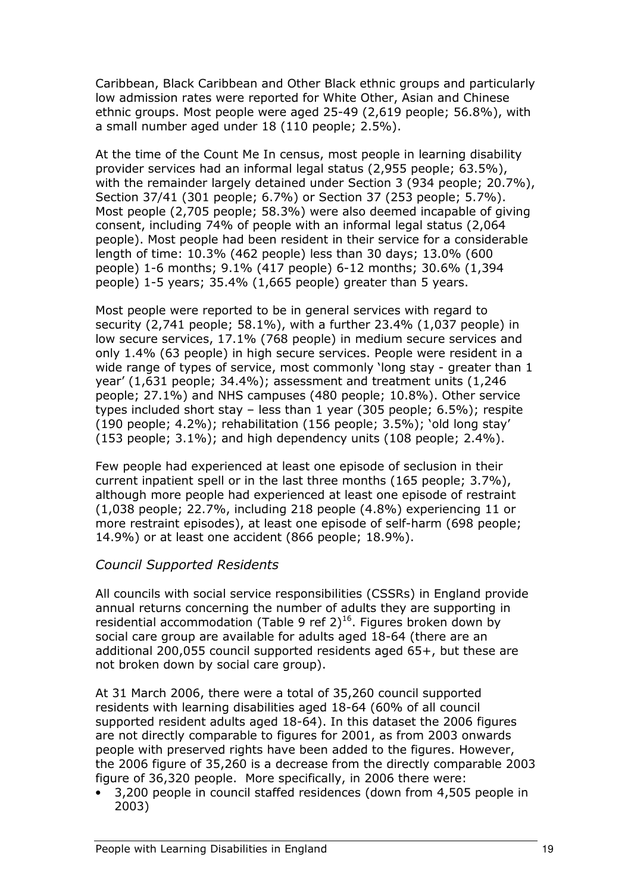Caribbean, Black Caribbean and Other Black ethnic groups and particularly low admission rates were reported for White Other, Asian and Chinese ethnic groups. Most people were aged 25-49 (2,619 people; 56.8%), with a small number aged under 18 (110 people; 2.5%).

At the time of the Count Me In census, most people in learning disability provider services had an informal legal status (2,955 people; 63.5%), with the remainder largely detained under Section 3 (934 people; 20.7%), Section 37/41 (301 people; 6.7%) or Section 37 (253 people; 5.7%). Most people (2,705 people; 58.3%) were also deemed incapable of giving consent, including 74% of people with an informal legal status (2,064 people). Most people had been resident in their service for a considerable length of time: 10.3% (462 people) less than 30 days; 13.0% (600 people) 1-6 months; 9.1% (417 people) 6-12 months; 30.6% (1,394 people) 1-5 years; 35.4% (1,665 people) greater than 5 years.

Most people were reported to be in general services with regard to security (2,741 people; 58.1%), with a further 23.4% (1,037 people) in low secure services, 17.1% (768 people) in medium secure services and only 1.4% (63 people) in high secure services. People were resident in a wide range of types of service, most commonly 'long stay - greater than 1 year' (1,631 people; 34.4%); assessment and treatment units (1,246 people; 27.1%) and NHS campuses (480 people; 10.8%). Other service types included short stay – less than 1 year (305 people; 6.5%); respite (190 people; 4.2%); rehabilitation (156 people; 3.5%); 'old long stay' (153 people; 3.1%); and high dependency units (108 people; 2.4%).

Few people had experienced at least one episode of seclusion in their current inpatient spell or in the last three months (165 people; 3.7%), although more people had experienced at least one episode of restraint (1,038 people; 22.7%, including 218 people (4.8%) experiencing 11 or more restraint episodes), at least one episode of self-harm (698 people; 14.9%) or at least one accident (866 people; 18.9%).

### *Council Supported Residents*

All councils with social service responsibilities (CSSRs) in England provide annual returns concerning the number of adults they are supporting in residential accommodation (Table 9 ref 2)[16]. Figures broken down by social care group are available for adults aged 18-64 (there are an additional 200,055 council supported residents aged 65+, but these are not broken down by social care group).

At 31 March 2006, there were a total of 35,260 council supported residents with learning disabilities aged 18-64 (60% of all council supported resident adults aged 18-64). In this dataset the 2006 figures are not directly comparable to figures for 2001, as from 2003 onwards people with preserved rights have been added to the figures. However, the 2006 figure of 35,260 is a decrease from the directly comparable 2003 figure of 36,320 people. More specifically, in 2006 there were:

- 3,200 people in council staffed residences (down from 4,505 people in 2003)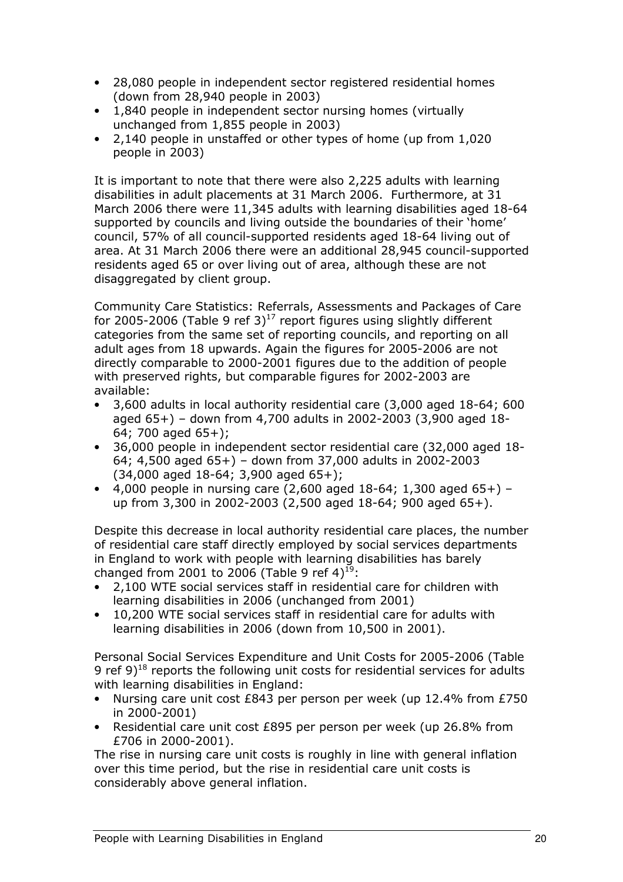- 28,080 people in independent sector registered residential homes (down from 28,940 people in 2003)
- 1,840 people in independent sector nursing homes (virtually unchanged from 1,855 people in 2003)
- 2,140 people in unstaffed or other types of home (up from 1,020 people in 2003)

It is important to note that there were also 2,225 adults with learning disabilities in adult placements at 31 March 2006. Furthermore, at 31 March 2006 there were 11,345 adults with learning disabilities aged 18-64 supported by councils and living outside the boundaries of their 'home' council, 57% of all council-supported residents aged 18-64 living out of area. At 31 March 2006 there were an additional 28,945 council-supported residents aged 65 or over living out of area, although these are not disaggregated by client group.

Community Care Statistics: Referrals, Assessments and Packages of Care for 2005-2006 (Table 9 ref 3)[17] report figures using slightly different categories from the same set of reporting councils, and reporting on all adult ages from 18 upwards. Again the figures for 2005-2006 are not directly comparable to 2000-2001 figures due to the addition of people with preserved rights, but comparable figures for 2002-2003 are available:

- 3,600 adults in local authority residential care (3,000 aged 18-64; 600 aged 65+) – down from 4,700 adults in 2002-2003 (3,900 aged 18-64; 700 aged 65+);
- 36,000 people in independent sector residential care (32,000 aged 18-64; 4,500 aged 65+) – down from 37,000 adults in 2002-2003 (34,000 aged 18-64; 3,900 aged 65+);
- 4,000 people in nursing care (2,600 aged 18-64; 1,300 aged 65+) – up from 3,300 in 2002-2003 (2,500 aged 18-64; 900 aged 65+).

Despite this decrease in local authority residential care places, the number of residential care staff directly employed by social services departments in England to work with people with learning disabilities has barely changed from 2001 to 2006 (Table 9 ref 4)[19]:

- 2,100 WTE social services staff in residential care for children with learning disabilities in 2006 (unchanged from 2001)
- 10,200 WTE social services staff in residential care for adults with learning disabilities in 2006 (down from 10,500 in 2001).

Personal Social Services Expenditure and Unit Costs for 2005-2006 (Table 9 ref 9)[18] reports the following unit costs for residential services for adults with learning disabilities in England:

- Nursing care unit cost £843 per person per week (up 12.4% from £750 in 2000-2001)
- Residential care unit cost £895 per person per week (up 26.8% from £706 in 2000-2001).

The rise in nursing care unit costs is roughly in line with general inflation over this time period, but the rise in residential care unit costs is considerably above general inflation.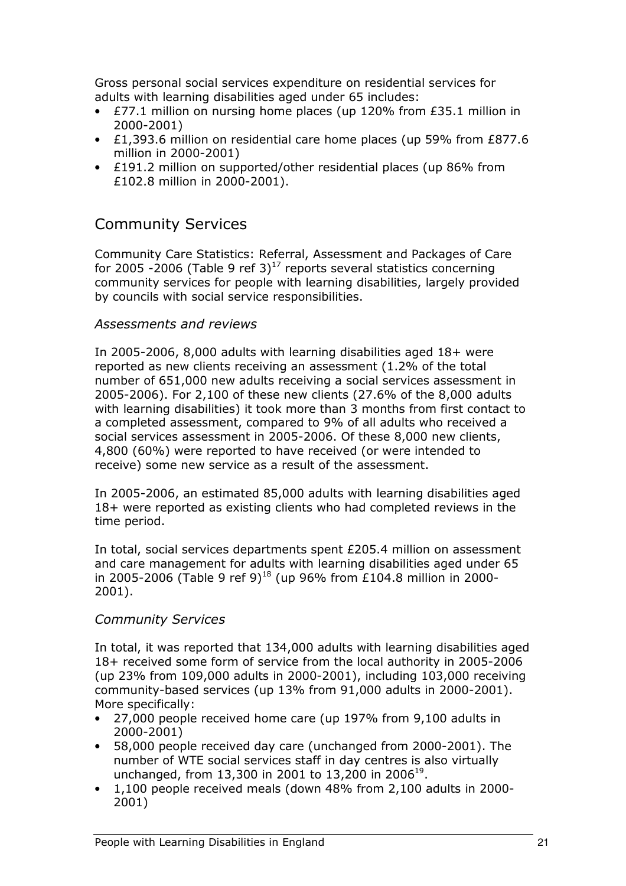Gross personal social services expenditure on residential services for adults with learning disabilities aged under 65 includes:

- £77.1 million on nursing home places (up 120% from £35.1 million in 2000-2001)
- £1,393.6 million on residential care home places (up 59% from £877.6 million in 2000-2001)
- £191.2 million on supported/other residential places (up 86% from £102.8 million in 2000-2001).

## Community Services

Community Care Statistics: Referral, Assessment and Packages of Care for 2005 -2006 (Table 9 ref 3)[17] reports several statistics concerning community services for people with learning disabilities, largely provided by councils with social service responsibilities.

### *Assessments and reviews*

In 2005-2006, 8,000 adults with learning disabilities aged 18+ were reported as new clients receiving an assessment (1.2% of the total number of 651,000 new adults receiving a social services assessment in 2005-2006). For 2,100 of these new clients (27.6% of the 8,000 adults with learning disabilities) it took more than 3 months from first contact to a completed assessment, compared to 9% of all adults who received a social services assessment in 2005-2006. Of these 8,000 new clients, 4,800 (60%) were reported to have received (or were intended to receive) some new service as a result of the assessment.

In 2005-2006, an estimated 85,000 adults with learning disabilities aged 18+ were reported as existing clients who had completed reviews in the time period.

In total, social services departments spent £205.4 million on assessment and care management for adults with learning disabilities aged under 65 in 2005-2006 (Table 9 ref 9)[18] (up 96% from £104.8 million in 2000-2001).

### *Community Services*

In total, it was reported that 134,000 adults with learning disabilities aged 18+ received some form of service from the local authority in 2005-2006 (up 23% from 109,000 adults in 2000-2001), including 103,000 receiving community-based services (up 13% from 91,000 adults in 2000-2001). More specifically:

- 27,000 people received home care (up 197% from 9,100 adults in 2000-2001)
- 58,000 people received day care (unchanged from 2000-2001). The number of WTE social services staff in day centres is also virtually unchanged, from 13,300 in 2001 to 13,200 in 2006[19].
- 1,100 people received meals (down 48% from 2,100 adults in 2000-2001)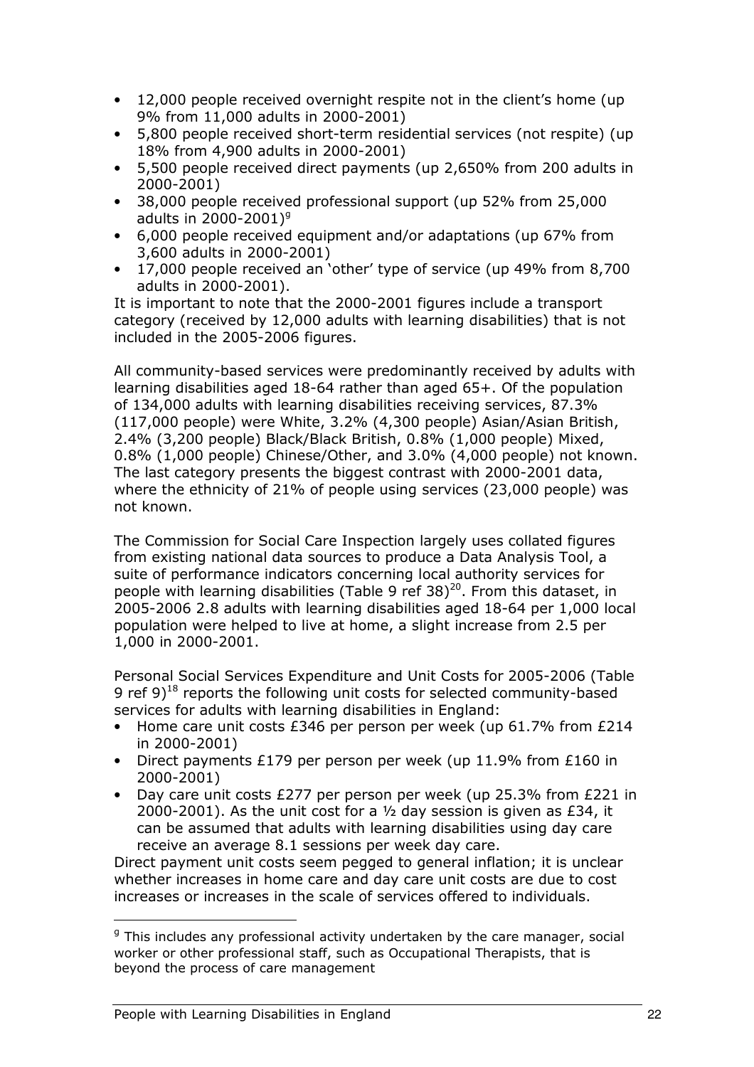- 12,000 people received overnight respite not in the client's home (up 9% from 11,000 adults in 2000-2001)
- 5,800 people received short-term residential services (not respite) (up 18% from 4,900 adults in 2000-2001)
- 5,500 people received direct payments (up 2,650% from 200 adults in 2000-2001)
- 38,000 people received professional support (up 52% from 25,000 adults in 2000-2001)[9]
- 6,000 people received equipment and/or adaptations (up 67% from 3,600 adults in 2000-2001)
- 17,000 people received an 'other' type of service (up 49% from 8,700 adults in 2000-2001).

It is important to note that the 2000-2001 figures include a transport category (received by 12,000 adults with learning disabilities) that is not included in the 2005-2006 figures.

All community-based services were predominantly received by adults with learning disabilities aged 18-64 rather than aged 65+. Of the population of 134,000 adults with learning disabilities receiving services, 87.3% (117,000 people) were White, 3.2% (4,300 people) Asian/Asian British, 2.4% (3,200 people) Black/Black British, 0.8% (1,000 people) Mixed, 0.8% (1,000 people) Chinese/Other, and 3.0% (4,000 people) not known. The last category presents the biggest contrast with 2000-2001 data, where the ethnicity of 21% of people using services (23,000 people) was not known.

The Commission for Social Care Inspection largely uses collated figures from existing national data sources to produce a Data Analysis Tool, a suite of performance indicators concerning local authority services for people with learning disabilities (Table 9 ref 38)[20]. From this dataset, in 2005-2006 2.8 adults with learning disabilities aged 18-64 per 1,000 local population were helped to live at home, a slight increase from 2.5 per 1,000 in 2000-2001.

Personal Social Services Expenditure and Unit Costs for 2005-2006 (Table 9 ref 9)[18] reports the following unit costs for selected community-based services for adults with learning disabilities in England:

- Home care unit costs £346 per person per week (up 61.7% from £214 in 2000-2001)
- Direct payments £179 per person per week (up 11.9% from £160 in 2000-2001)
- Day care unit costs £277 per person per week (up 25.3% from £221 in 2000-2001). As the unit cost for a ½ day session is given as £34, it can be assumed that adults with learning disabilities using day care receive an average 8.1 sessions per week day care.

Direct payment unit costs seem pegged to general inflation; it is unclear whether increases in home care and day care unit costs are due to cost increases or increases in the scale of services offered to individuals.

---

[9] This includes any professional activity undertaken by the care manager, social worker or other professional staff, such as Occupational Therapists, that is beyond the process of care management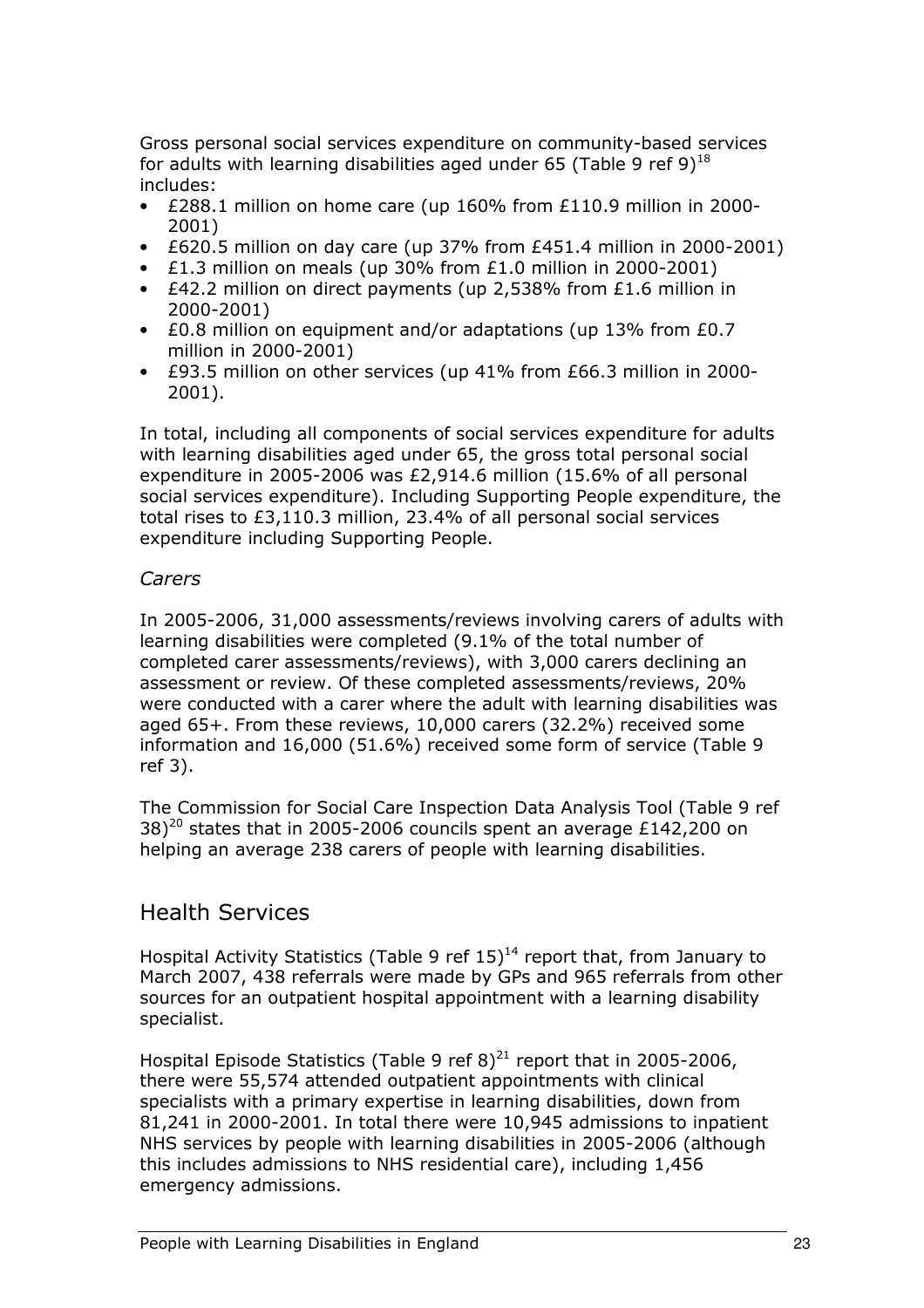Gross personal social services expenditure on community-based services for adults with learning disabilities aged under 65 (Table 9 ref 9)[18] includes:

- £288.1 million on home care (up 160% from £110.9 million in 2000-2001)
- £620.5 million on day care (up 37% from £451.4 million in 2000-2001)
- £1.3 million on meals (up 30% from £1.0 million in 2000-2001)
- £42.2 million on direct payments (up 2,538% from £1.6 million in 2000-2001)
- £0.8 million on equipment and/or adaptations (up 13% from £0.7 million in 2000-2001)
- £93.5 million on other services (up 41% from £66.3 million in 2000-2001).

In total, including all components of social services expenditure for adults with learning disabilities aged under 65, the gross total personal social expenditure in 2005-2006 was £2,914.6 million (15.6% of all personal social services expenditure). Including Supporting People expenditure, the total rises to £3,110.3 million, 23.4% of all personal social services expenditure including Supporting People.

*Carers*

In 2005-2006, 31,000 assessments/reviews involving carers of adults with learning disabilities were completed (9.1% of the total number of completed carer assessments/reviews), with 3,000 carers declining an assessment or review. Of these completed assessments/reviews, 20% were conducted with a carer where the adult with learning disabilities was aged 65+. From these reviews, 10,000 carers (32.2%) received some information and 16,000 (51.6%) received some form of service (Table 9 ref 3).

The Commission for Social Care Inspection Data Analysis Tool (Table 9 ref 38)[20] states that in 2005-2006 councils spent an average £142,200 on helping an average 238 carers of people with learning disabilities.

## Health Services

Hospital Activity Statistics (Table 9 ref 15)[14] report that, from January to March 2007, 438 referrals were made by GPs and 965 referrals from other sources for an outpatient hospital appointment with a learning disability specialist.

Hospital Episode Statistics (Table 9 ref 8)[21] report that in 2005-2006, there were 55,574 attended outpatient appointments with clinical specialists with a primary expertise in learning disabilities, down from 81,241 in 2000-2001. In total there were 10,945 admissions to inpatient NHS services by people with learning disabilities in 2005-2006 (although this includes admissions to NHS residential care), including 1,456 emergency admissions.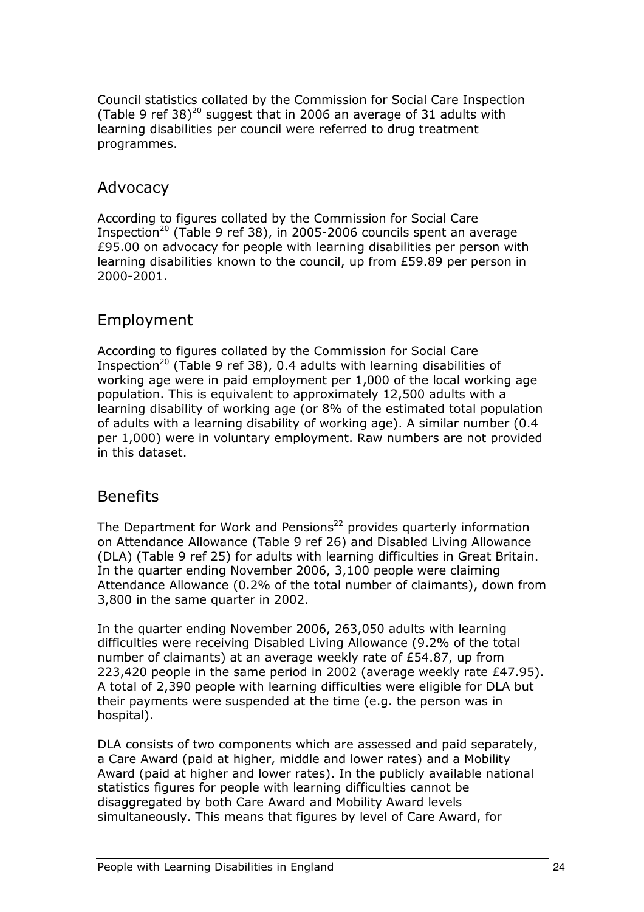Council statistics collated by the Commission for Social Care Inspection (Table 9 ref 38)[20] suggest that in 2006 an average of 31 adults with learning disabilities per council were referred to drug treatment programmes.

## Advocacy

According to figures collated by the Commission for Social Care Inspection[20] (Table 9 ref 38), in 2005-2006 councils spent an average £95.00 on advocacy for people with learning disabilities per person with learning disabilities known to the council, up from £59.89 per person in 2000-2001.

## Employment

According to figures collated by the Commission for Social Care Inspection[20] (Table 9 ref 38), 0.4 adults with learning disabilities of working age were in paid employment per 1,000 of the local working age population. This is equivalent to approximately 12,500 adults with a learning disability of working age (or 8% of the estimated total population of adults with a learning disability of working age). A similar number (0.4 per 1,000) were in voluntary employment. Raw numbers are not provided in this dataset.

## Benefits

The Department for Work and Pensions[22] provides quarterly information on Attendance Allowance (Table 9 ref 26) and Disabled Living Allowance (DLA) (Table 9 ref 25) for adults with learning difficulties in Great Britain. In the quarter ending November 2006, 3,100 people were claiming Attendance Allowance (0.2% of the total number of claimants), down from 3,800 in the same quarter in 2002.

In the quarter ending November 2006, 263,050 adults with learning difficulties were receiving Disabled Living Allowance (9.2% of the total number of claimants) at an average weekly rate of £54.87, up from 223,420 people in the same period in 2002 (average weekly rate £47.95). A total of 2,390 people with learning difficulties were eligible for DLA but their payments were suspended at the time (e.g. the person was in hospital).

DLA consists of two components which are assessed and paid separately, a Care Award (paid at higher, middle and lower rates) and a Mobility Award (paid at higher and lower rates). In the publicly available national statistics figures for people with learning difficulties cannot be disaggregated by both Care Award and Mobility Award levels simultaneously. This means that figures by level of Care Award, for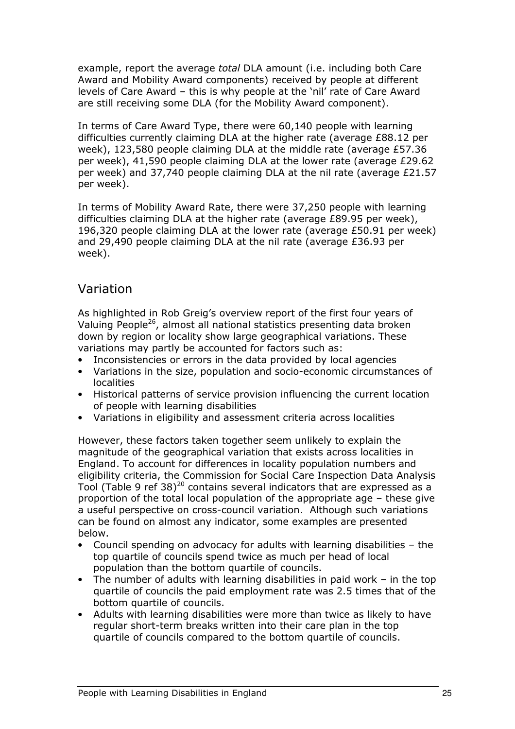example, report the average *total* DLA amount (i.e. including both Care Award and Mobility Award components) received by people at different levels of Care Award – this is why people at the 'nil' rate of Care Award are still receiving some DLA (for the Mobility Award component).

In terms of Care Award Type, there were 60,140 people with learning difficulties currently claiming DLA at the higher rate (average £88.12 per week), 123,580 people claiming DLA at the middle rate (average £57.36 per week), 41,590 people claiming DLA at the lower rate (average £29.62 per week) and 37,740 people claiming DLA at the nil rate (average £21.57 per week).

In terms of Mobility Award Rate, there were 37,250 people with learning difficulties claiming DLA at the higher rate (average £89.95 per week), 196,320 people claiming DLA at the lower rate (average £50.91 per week) and 29,490 people claiming DLA at the nil rate (average £36.93 per week).

## Variation

As highlighted in Rob Greig's overview report of the first four years of Valuing People[26], almost all national statistics presenting data broken down by region or locality show large geographical variations. These variations may partly be accounted for factors such as:

- Inconsistencies or errors in the data provided by local agencies
- Variations in the size, population and socio-economic circumstances of localities
- Historical patterns of service provision influencing the current location of people with learning disabilities
- Variations in eligibility and assessment criteria across localities

However, these factors taken together seem unlikely to explain the magnitude of the geographical variation that exists across localities in England. To account for differences in locality population numbers and eligibility criteria, the Commission for Social Care Inspection Data Analysis Tool (Table 9 ref 38)[20] contains several indicators that are expressed as a proportion of the total local population of the appropriate age – these give a useful perspective on cross-council variation. Although such variations can be found on almost any indicator, some examples are presented below.

- Council spending on advocacy for adults with learning disabilities – the top quartile of councils spend twice as much per head of local population than the bottom quartile of councils.
- The number of adults with learning disabilities in paid work – in the top quartile of councils the paid employment rate was 2.5 times that of the bottom quartile of councils.
- Adults with learning disabilities were more than twice as likely to have regular short-term breaks written into their care plan in the top quartile of councils compared to the bottom quartile of councils.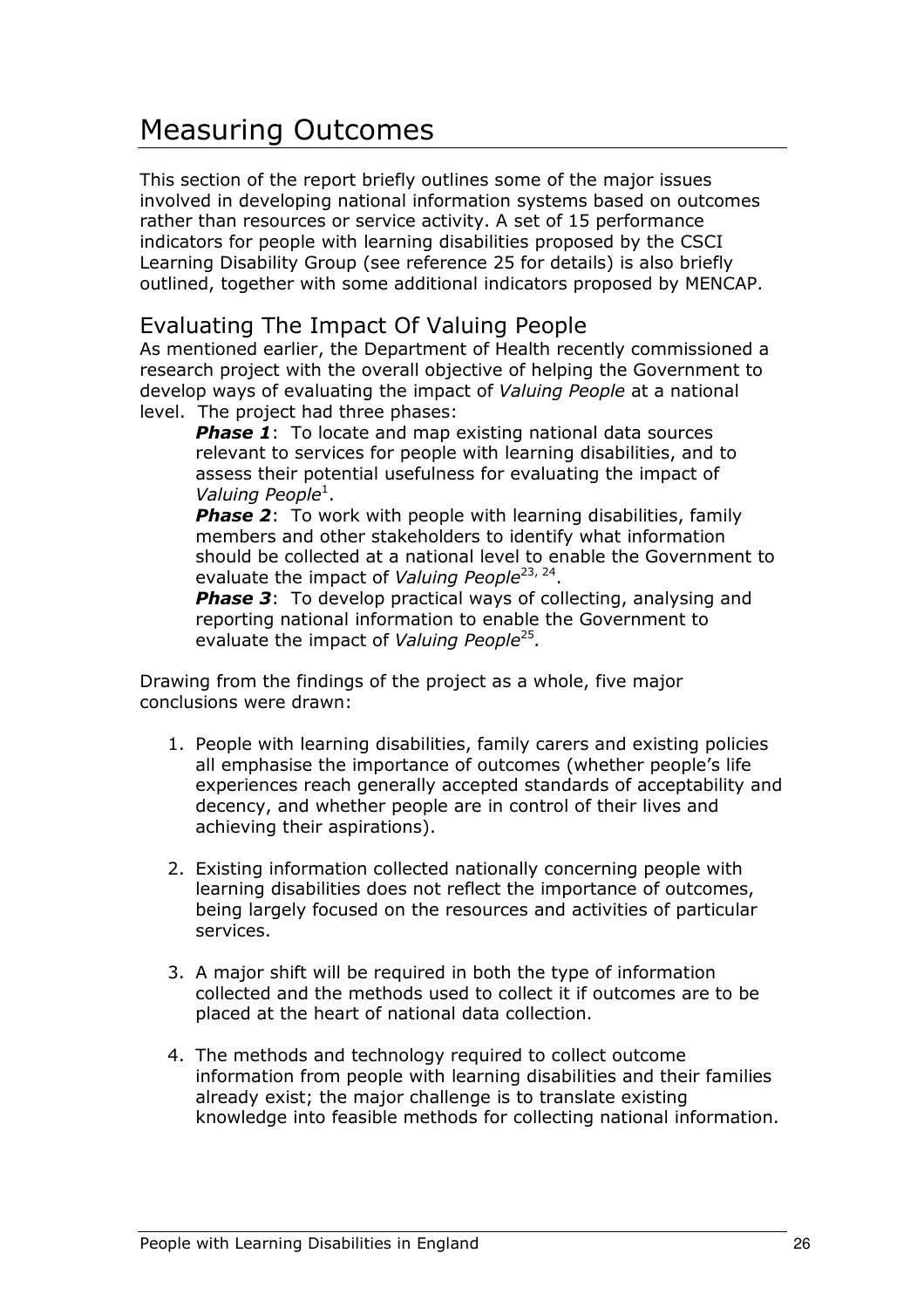# Measuring Outcomes

This section of the report briefly outlines some of the major issues involved in developing national information systems based on outcomes rather than resources or service activity. A set of 15 performance indicators for people with learning disabilities proposed by the CSCI Learning Disability Group (see reference 25 for details) is also briefly outlined, together with some additional indicators proposed by MENCAP.

## Evaluating The Impact Of Valuing People

As mentioned earlier, the Department of Health recently commissioned a research project with the overall objective of helping the Government to develop ways of evaluating the impact of *Valuing People* at a national level. The project had three phases:

> ***Phase 1***: To locate and map existing national data sources relevant to services for people with learning disabilities, and to assess their potential usefulness for evaluating the impact of *Valuing People*[1].
>
> ***Phase 2***: To work with people with learning disabilities, family members and other stakeholders to identify what information should be collected at a national level to enable the Government to evaluate the impact of *Valuing People*[23, 24].
>
> ***Phase 3***: To develop practical ways of collecting, analysing and reporting national information to enable the Government to evaluate the impact of *Valuing People*[25].

Drawing from the findings of the project as a whole, five major conclusions were drawn:

1. People with learning disabilities, family carers and existing policies all emphasise the importance of outcomes (whether people's life experiences reach generally accepted standards of acceptability and decency, and whether people are in control of their lives and achieving their aspirations).

2. Existing information collected nationally concerning people with learning disabilities does not reflect the importance of outcomes, being largely focused on the resources and activities of particular services.

3. A major shift will be required in both the type of information collected and the methods used to collect it if outcomes are to be placed at the heart of national data collection.

4. The methods and technology required to collect outcome information from people with learning disabilities and their families already exist; the major challenge is to translate existing knowledge into feasible methods for collecting national information.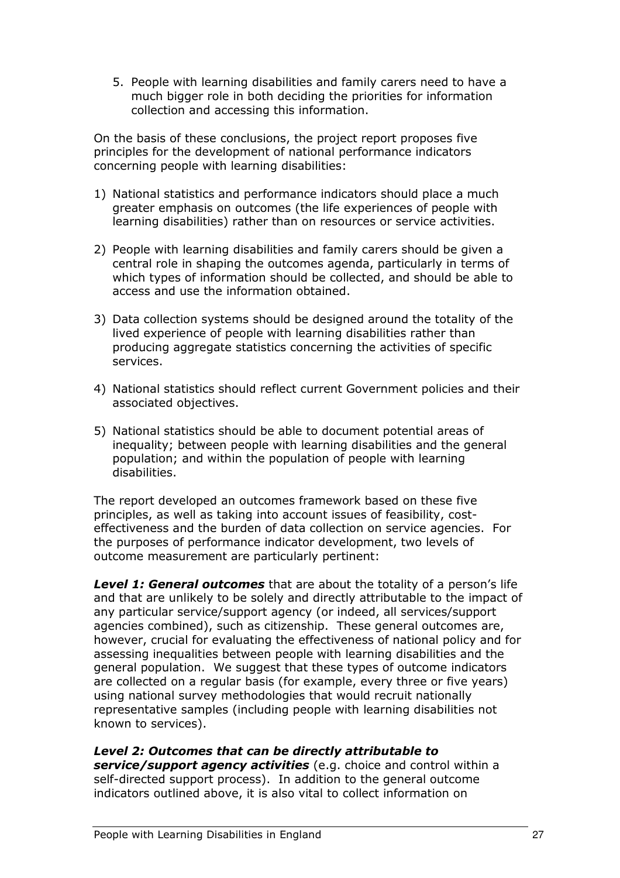5. People with learning disabilities and family carers need to have a much bigger role in both deciding the priorities for information collection and accessing this information.

On the basis of these conclusions, the project report proposes five principles for the development of national performance indicators concerning people with learning disabilities:

1) National statistics and performance indicators should place a much greater emphasis on outcomes (the life experiences of people with learning disabilities) rather than on resources or service activities.

2) People with learning disabilities and family carers should be given a central role in shaping the outcomes agenda, particularly in terms of which types of information should be collected, and should be able to access and use the information obtained.

3) Data collection systems should be designed around the totality of the lived experience of people with learning disabilities rather than producing aggregate statistics concerning the activities of specific services.

4) National statistics should reflect current Government policies and their associated objectives.

5) National statistics should be able to document potential areas of inequality; between people with learning disabilities and the general population; and within the population of people with learning disabilities.

The report developed an outcomes framework based on these five principles, as well as taking into account issues of feasibility, cost-effectiveness and the burden of data collection on service agencies. For the purposes of performance indicator development, two levels of outcome measurement are particularly pertinent:

***Level 1: General outcomes*** that are about the totality of a person's life and that are unlikely to be solely and directly attributable to the impact of any particular service/support agency (or indeed, all services/support agencies combined), such as citizenship. These general outcomes are, however, crucial for evaluating the effectiveness of national policy and for assessing inequalities between people with learning disabilities and the general population. We suggest that these types of outcome indicators are collected on a regular basis (for example, every three or five years) using national survey methodologies that would recruit nationally representative samples (including people with learning disabilities not known to services).

***Level 2: Outcomes that can be directly attributable to service/support agency activities*** (e.g. choice and control within a self-directed support process). In addition to the general outcome indicators outlined above, it is also vital to collect information on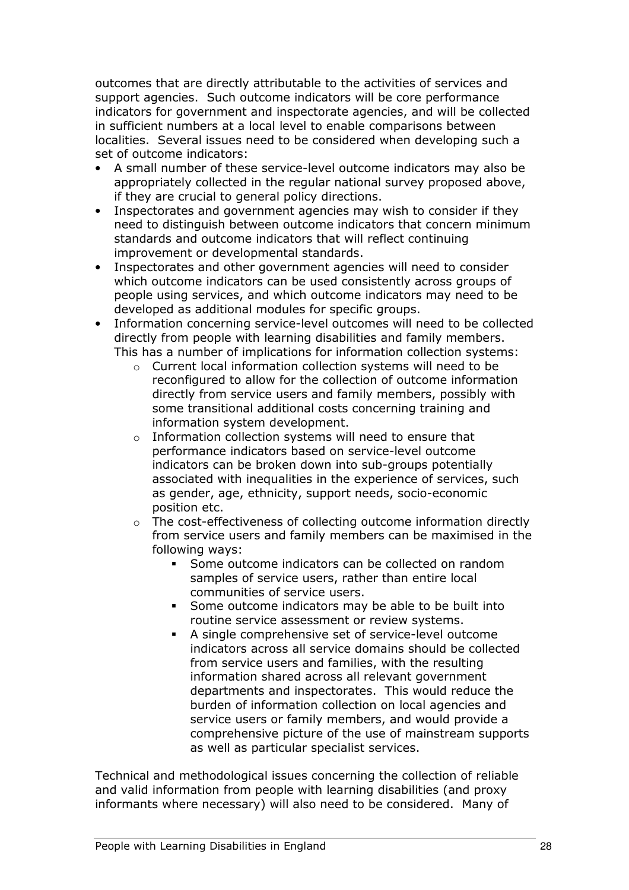outcomes that are directly attributable to the activities of services and support agencies. Such outcome indicators will be core performance indicators for government and inspectorate agencies, and will be collected in sufficient numbers at a local level to enable comparisons between localities. Several issues need to be considered when developing such a set of outcome indicators:

- A small number of these service-level outcome indicators may also be appropriately collected in the regular national survey proposed above, if they are crucial to general policy directions.
- Inspectorates and government agencies may wish to consider if they need to distinguish between outcome indicators that concern minimum standards and outcome indicators that will reflect continuing improvement or developmental standards.
- Inspectorates and other government agencies will need to consider which outcome indicators can be used consistently across groups of people using services, and which outcome indicators may need to be developed as additional modules for specific groups.
- Information concerning service-level outcomes will need to be collected directly from people with learning disabilities and family members. This has a number of implications for information collection systems:
  - Current local information collection systems will need to be reconfigured to allow for the collection of outcome information directly from service users and family members, possibly with some transitional additional costs concerning training and information system development.
  - Information collection systems will need to ensure that performance indicators based on service-level outcome indicators can be broken down into sub-groups potentially associated with inequalities in the experience of services, such as gender, age, ethnicity, support needs, socio-economic position etc.
  - The cost-effectiveness of collecting outcome information directly from service users and family members can be maximised in the following ways:
    - Some outcome indicators can be collected on random samples of service users, rather than entire local communities of service users.
    - Some outcome indicators may be able to be built into routine service assessment or review systems.
    - A single comprehensive set of service-level outcome indicators across all service domains should be collected from service users and families, with the resulting information shared across all relevant government departments and inspectorates. This would reduce the burden of information collection on local agencies and service users or family members, and would provide a comprehensive picture of the use of mainstream supports as well as particular specialist services.

Technical and methodological issues concerning the collection of reliable and valid information from people with learning disabilities (and proxy informants where necessary) will also need to be considered. Many of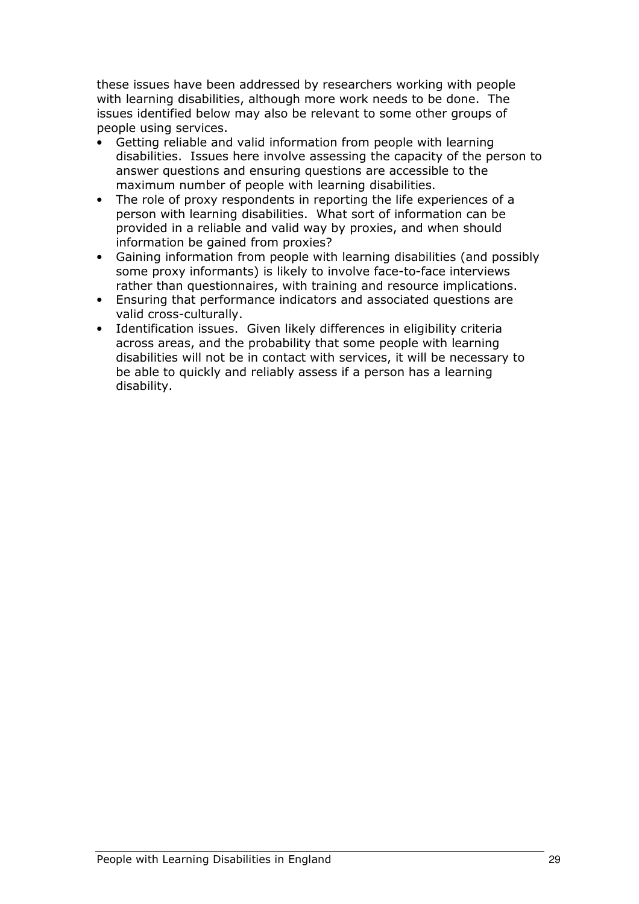these issues have been addressed by researchers working with people with learning disabilities, although more work needs to be done. The issues identified below may also be relevant to some other groups of people using services.

- Getting reliable and valid information from people with learning disabilities. Issues here involve assessing the capacity of the person to answer questions and ensuring questions are accessible to the maximum number of people with learning disabilities.
- The role of proxy respondents in reporting the life experiences of a person with learning disabilities. What sort of information can be provided in a reliable and valid way by proxies, and when should information be gained from proxies?
- Gaining information from people with learning disabilities (and possibly some proxy informants) is likely to involve face-to-face interviews rather than questionnaires, with training and resource implications.
- Ensuring that performance indicators and associated questions are valid cross-culturally.
- Identification issues. Given likely differences in eligibility criteria across areas, and the probability that some people with learning disabilities will not be in contact with services, it will be necessary to be able to quickly and reliably assess if a person has a learning disability.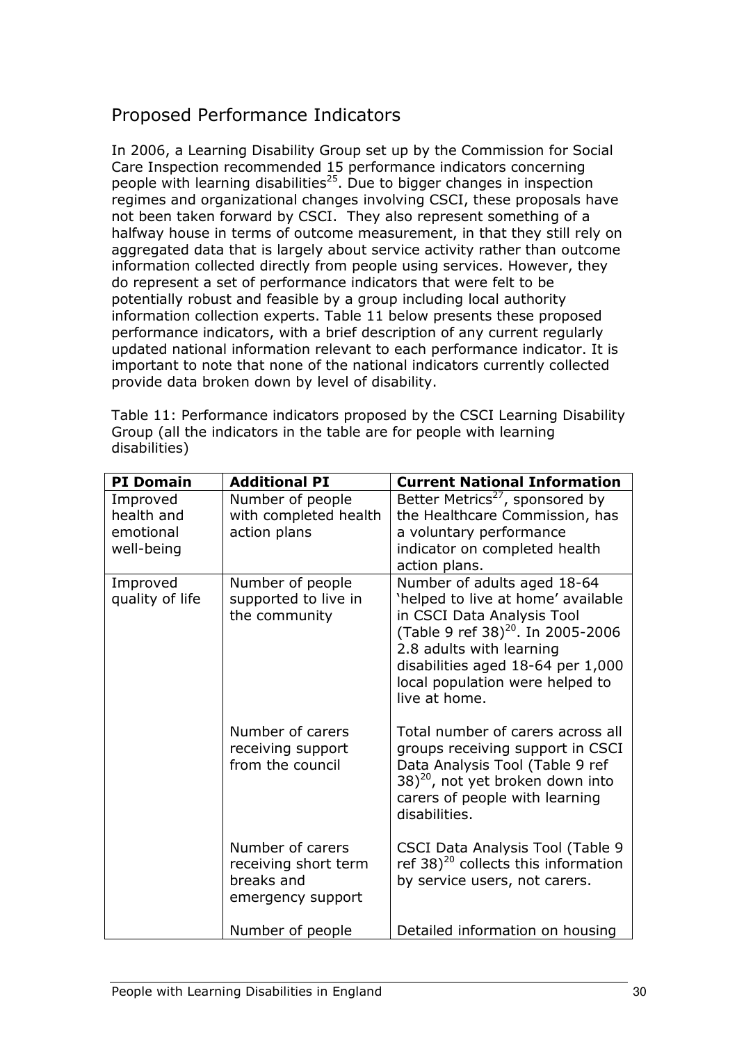## Proposed Performance Indicators

In 2006, a Learning Disability Group set up by the Commission for Social Care Inspection recommended 15 performance indicators concerning people with learning disabilities[25]. Due to bigger changes in inspection regimes and organizational changes involving CSCI, these proposals have not been taken forward by CSCI. They also represent something of a halfway house in terms of outcome measurement, in that they still rely on aggregated data that is largely about service activity rather than outcome information collected directly from people using services. However, they do represent a set of performance indicators that were felt to be potentially robust and feasible by a group including local authority information collection experts. Table 11 below presents these proposed performance indicators, with a brief description of any current regularly updated national information relevant to each performance indicator. It is important to note that none of the national indicators currently collected provide data broken down by level of disability.

Table 11: Performance indicators proposed by the CSCI Learning Disability Group (all the indicators in the table are for people with learning disabilities)

| PI Domain | Additional PI | Current National Information |
|---|---|---|
| Improved health and emotional well-being | Number of people with completed health action plans | Better Metrics[27], sponsored by the Healthcare Commission, has a voluntary performance indicator on completed health action plans. |
| Improved quality of life | Number of people supported to live in the community | Number of adults aged 18-64 'helped to live at home' available in CSCI Data Analysis Tool (Table 9 ref 38)[20]. In 2005-2006 2.8 adults with learning disabilities aged 18-64 per 1,000 local population were helped to live at home. |
| | Number of carers receiving support from the council | Total number of carers across all groups receiving support in CSCI Data Analysis Tool (Table 9 ref 38)[20], not yet broken down into carers of people with learning disabilities. |
| | Number of carers receiving short term breaks and emergency support | CSCI Data Analysis Tool (Table 9 ref 38)[20] collects this information by service users, not carers. |
| | Number of people | Detailed information on housing |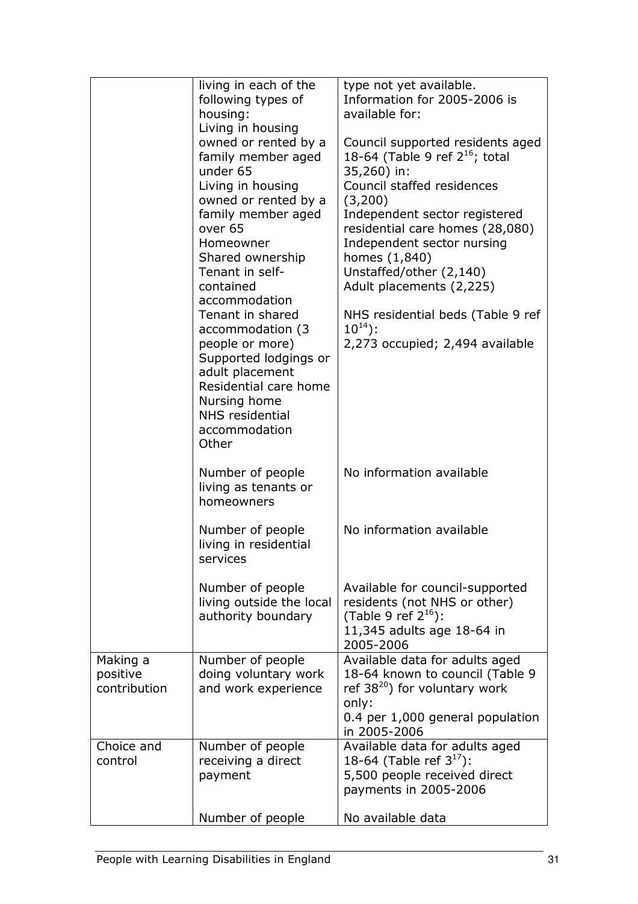| | | |
|---|---|---|
| | living in each of the following types of housing:<br>Living in housing owned or rented by a family member aged under 65<br>Living in housing owned or rented by a family member aged over 65<br>Homeowner<br>Shared ownership<br>Tenant in self-contained accommodation<br>Tenant in shared accommodation (3 people or more)<br>Supported lodgings or adult placement<br>Residential care home<br>Nursing home<br>NHS residential accommodation<br>Other | type not yet available.<br>Information for 2005-2006 is available for:<br><br>Council supported residents aged 18-64 (Table 9 ref 2[16]; total 35,260) in:<br>Council staffed residences (3,200)<br>Independent sector registered residential care homes (28,080)<br>Independent sector nursing homes (1,840)<br>Unstaffed/other (2,140)<br>Adult placements (2,225)<br><br>NHS residential beds (Table 9 ref 10[14]):<br>2,273 occupied; 2,494 available |
| | Number of people living as tenants or homeowners | No information available |
| | Number of people living in residential services | No information available |
| | Number of people living outside the local authority boundary | Available for council-supported residents (not NHS or other) (Table 9 ref 2[16]):<br>11,345 adults age 18-64 in 2005-2006 |
| Making a positive contribution | Number of people doing voluntary work and work experience | Available data for adults aged 18-64 known to council (Table 9 ref 38[20]) for voluntary work only:<br>0.4 per 1,000 general population in 2005-2006 |
| Choice and control | Number of people receiving a direct payment | Available data for adults aged 18-64 (Table ref 3[17]):<br>5,500 people received direct payments in 2005-2006 |
| | Number of people | No available data |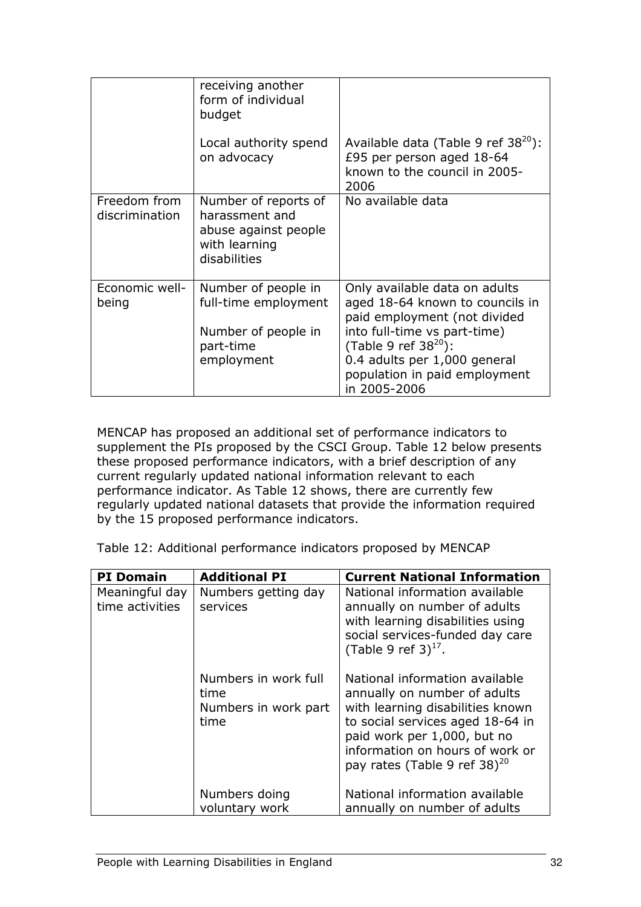| | | |
|---|---|---|
| | receiving another form of individual budget<br><br>Local authority spend on advocacy | <br><br><br>Available data (Table 9 ref 38[20]): £95 per person aged 18-64 known to the council in 2005-2006 |
| Freedom from discrimination | Number of reports of harassment and abuse against people with learning disabilities | No available data |
| Economic well-being | Number of people in full-time employment<br><br>Number of people in part-time employment | Only available data on adults aged 18-64 known to councils in paid employment (not divided into full-time vs part-time) (Table 9 ref 38[20]): 0.4 adults per 1,000 general population in paid employment in 2005-2006 |

MENCAP has proposed an additional set of performance indicators to supplement the PIs proposed by the CSCI Group. Table 12 below presents these proposed performance indicators, with a brief description of any current regularly updated national information relevant to each performance indicator. As Table 12 shows, there are currently few regularly updated national datasets that provide the information required by the 15 proposed performance indicators.

Table 12: Additional performance indicators proposed by MENCAP

| **PI Domain** | **Additional PI** | **Current National Information** |
|---|---|---|
| Meaningful day time activities | Numbers getting day services | National information available annually on number of adults with learning disabilities using social services-funded day care (Table 9 ref 3)[17]. |
| | Numbers in work full time<br>Numbers in work part time | National information available annually on number of adults with learning disabilities known to social services aged 18-64 in paid work per 1,000, but no information on hours of work or pay rates (Table 9 ref 38)[20] |
| | Numbers doing voluntary work | National information available annually on number of adults |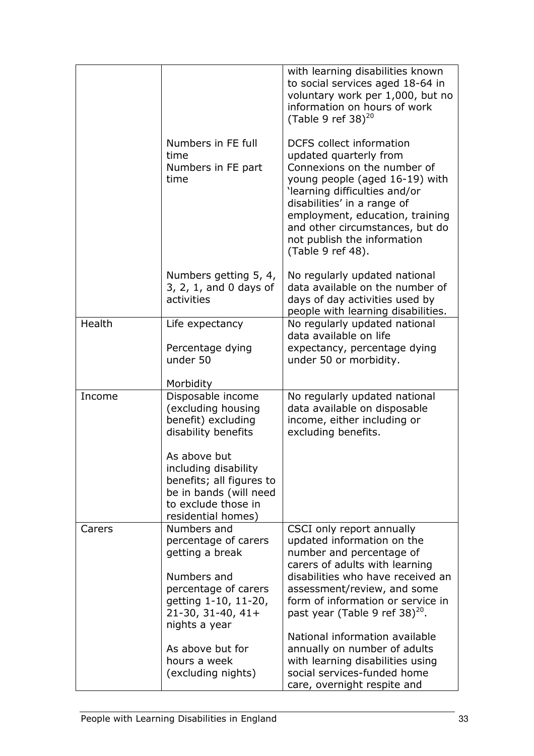| | | |
|---|---|---|
| | | with learning disabilities known to social services aged 18-64 in voluntary work per 1,000, but no information on hours of work (Table 9 ref 38)[20] |
| | Numbers in FE full time<br>Numbers in FE part time | DCFS collect information updated quarterly from Connexions on the number of young people (aged 16-19) with 'learning difficulties and/or disabilities' in a range of employment, education, training and other circumstances, but do not publish the information (Table 9 ref 48). |
| | Numbers getting 5, 4, 3, 2, 1, and 0 days of activities | No regularly updated national data available on the number of days of day activities used by people with learning disabilities. |
| Health | Life expectancy<br><br>Percentage dying under 50<br><br>Morbidity | No regularly updated national data available on life expectancy, percentage dying under 50 or morbidity. |
| Income | Disposable income (excluding housing benefit) excluding disability benefits<br><br>As above but including disability benefits; all figures to be in bands (will need to exclude those in residential homes) | No regularly updated national data available on disposable income, either including or excluding benefits. |
| Carers | Numbers and percentage of carers getting a break<br><br>Numbers and percentage of carers getting 1-10, 11-20, 21-30, 31-40, 41+ nights a year<br><br>As above but for hours a week (excluding nights) | CSCI only report annually updated information on the number and percentage of carers of adults with learning disabilities who have received an assessment/review, and some form of information or service in past year (Table 9 ref 38)[20].<br><br>National information available annually on number of adults with learning disabilities using social services-funded home care, overnight respite and |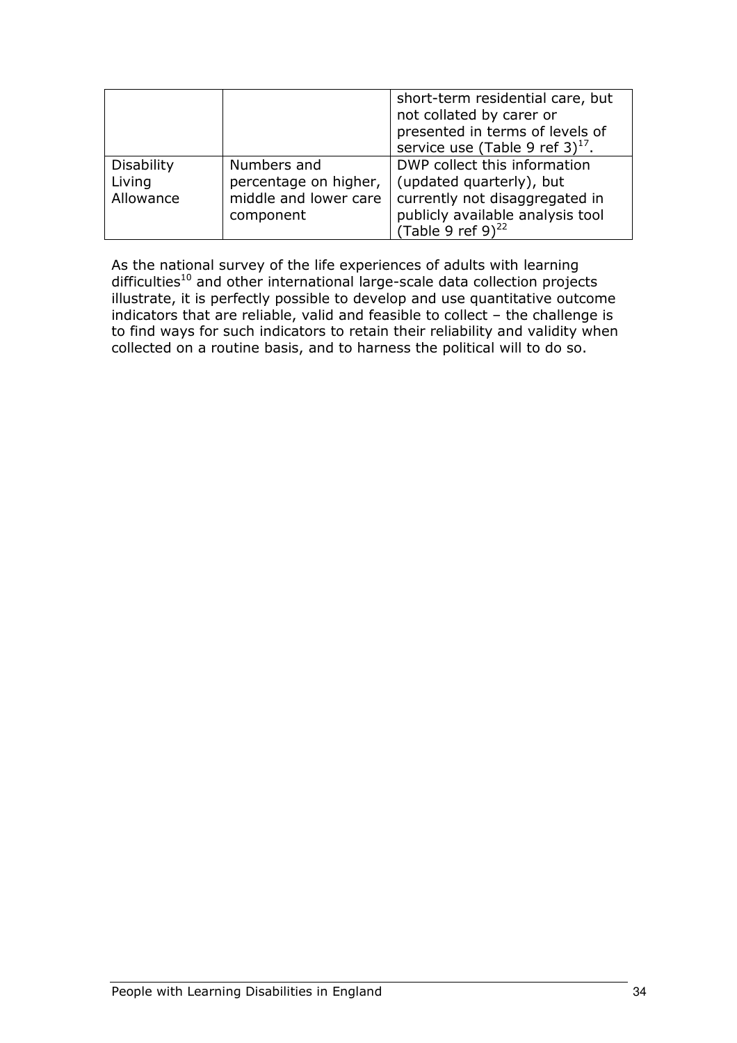|  |  | short-term residential care, but not collated by carer or presented in terms of levels of service use (Table 9 ref 3)[17]. |
|---|---|---|
| Disability Living Allowance | Numbers and percentage on higher, middle and lower care component | DWP collect this information (updated quarterly), but currently not disaggregated in publicly available analysis tool (Table 9 ref 9)[22] |

As the national survey of the life experiences of adults with learning difficulties[10] and other international large-scale data collection projects illustrate, it is perfectly possible to develop and use quantitative outcome indicators that are reliable, valid and feasible to collect – the challenge is to find ways for such indicators to retain their reliability and validity when collected on a routine basis, and to harness the political will to do so.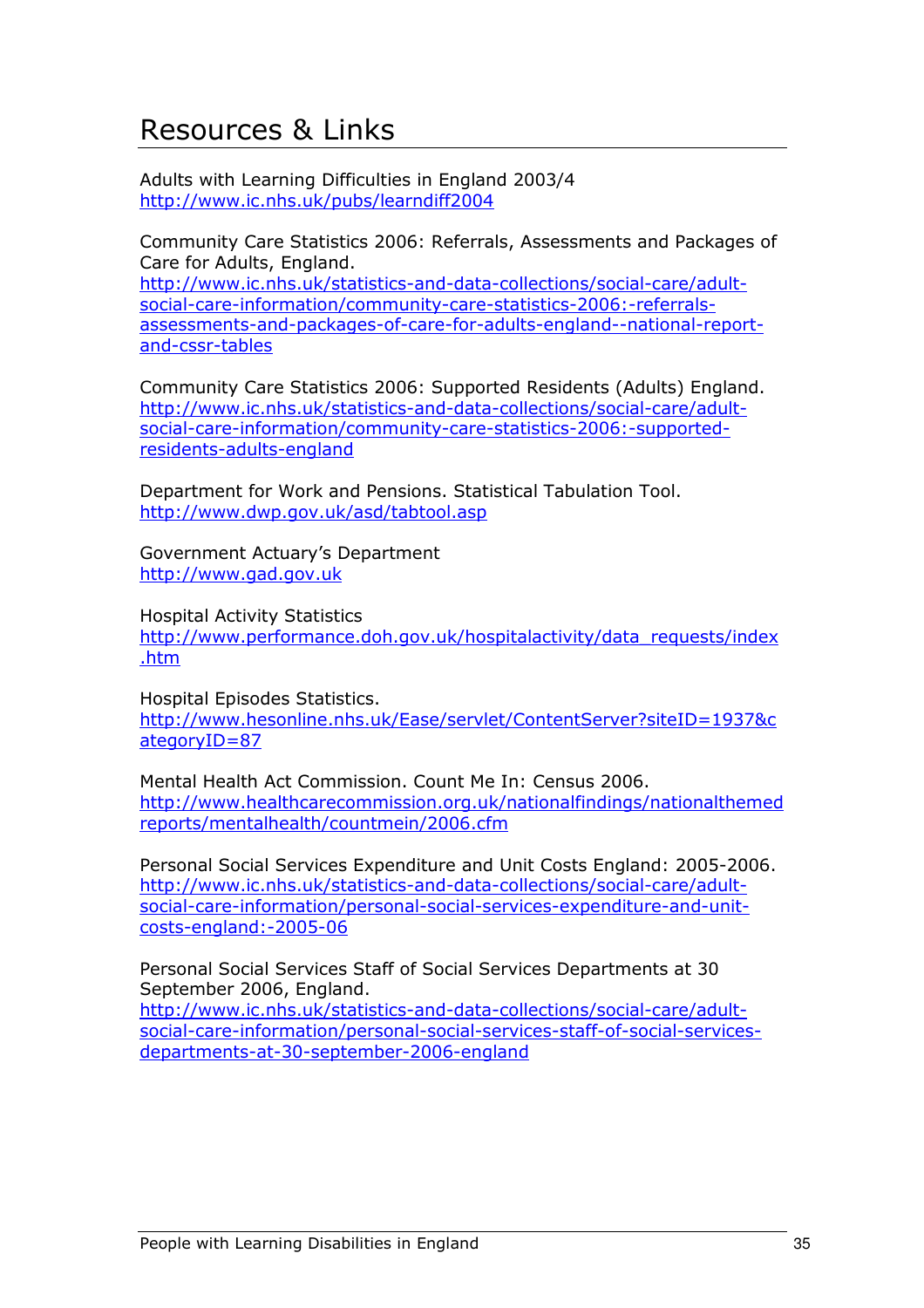# Resources & Links

Adults with Learning Difficulties in England 2003/4
http://www.ic.nhs.uk/pubs/learndiff2004

Community Care Statistics 2006: Referrals, Assessments and Packages of Care for Adults, England.
http://www.ic.nhs.uk/statistics-and-data-collections/social-care/adult-social-care-information/community-care-statistics-2006:-referrals-assessments-and-packages-of-care-for-adults-england--national-report-and-cssr-tables

Community Care Statistics 2006: Supported Residents (Adults) England.
http://www.ic.nhs.uk/statistics-and-data-collections/social-care/adult-social-care-information/community-care-statistics-2006:-supported-residents-adults-england

Department for Work and Pensions. Statistical Tabulation Tool.
http://www.dwp.gov.uk/asd/tabtool.asp

Government Actuary's Department
http://www.gad.gov.uk

Hospital Activity Statistics
http://www.performance.doh.gov.uk/hospitalactivity/data_requests/index.htm

Hospital Episodes Statistics.
http://www.hesonline.nhs.uk/Ease/servlet/ContentServer?siteID=1937&categoryID=87

Mental Health Act Commission. Count Me In: Census 2006.
http://www.healthcarecommission.org.uk/nationalfindings/nationalthemedreports/mentalhealth/countmein/2006.cfm

Personal Social Services Expenditure and Unit Costs England: 2005-2006.
http://www.ic.nhs.uk/statistics-and-data-collections/social-care/adult-social-care-information/personal-social-services-expenditure-and-unit-costs-england:-2005-06

Personal Social Services Staff of Social Services Departments at 30 September 2006, England.
http://www.ic.nhs.uk/statistics-and-data-collections/social-care/adult-social-care-information/personal-social-services-staff-of-social-services-departments-at-30-september-2006-england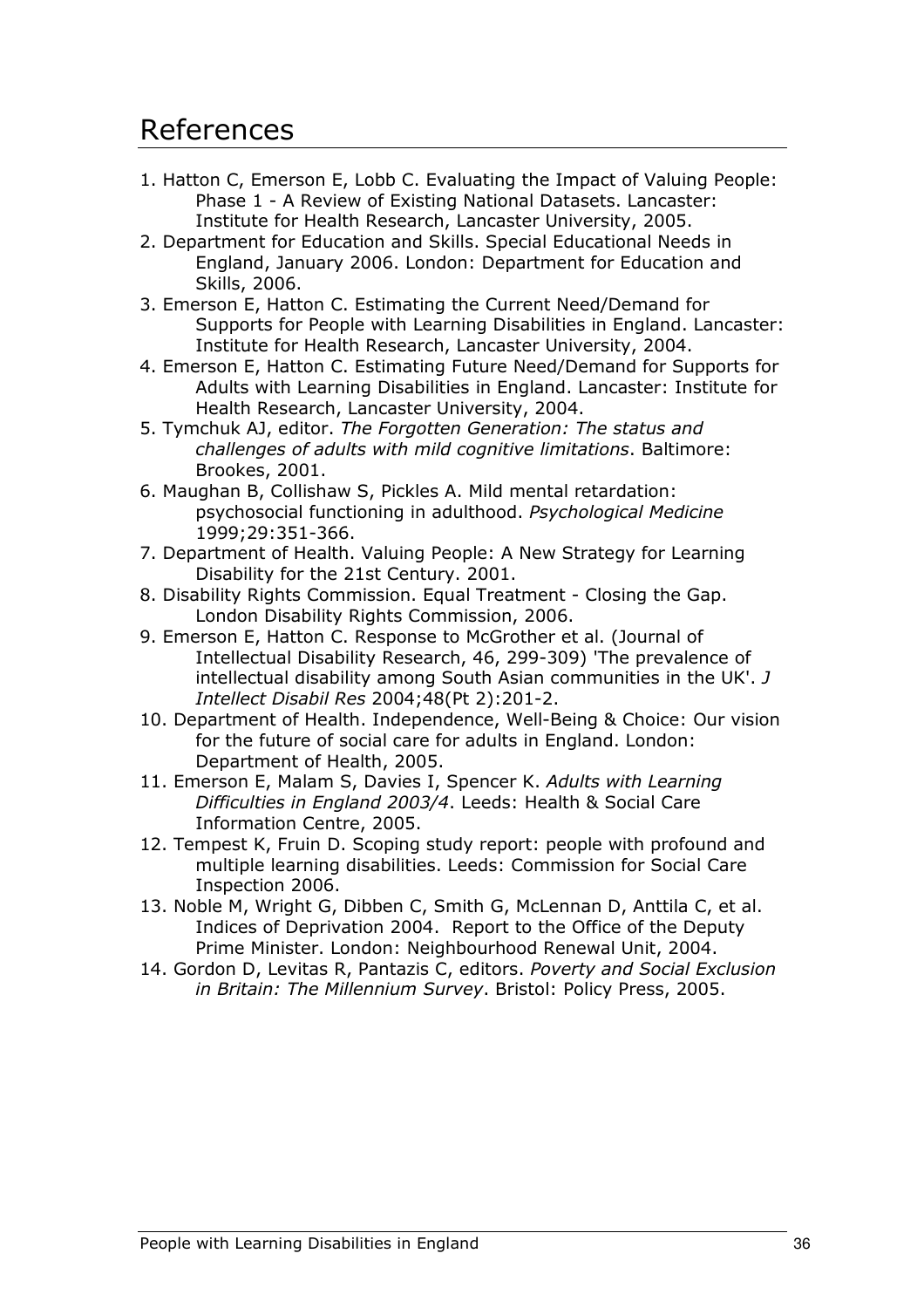# References

1. Hatton C, Emerson E, Lobb C. Evaluating the Impact of Valuing People: Phase 1 - A Review of Existing National Datasets. Lancaster: Institute for Health Research, Lancaster University, 2005.
2. Department for Education and Skills. Special Educational Needs in England, January 2006. London: Department for Education and Skills, 2006.
3. Emerson E, Hatton C. Estimating the Current Need/Demand for Supports for People with Learning Disabilities in England. Lancaster: Institute for Health Research, Lancaster University, 2004.
4. Emerson E, Hatton C. Estimating Future Need/Demand for Supports for Adults with Learning Disabilities in England. Lancaster: Institute for Health Research, Lancaster University, 2004.
5. Tymchuk AJ, editor. *The Forgotten Generation: The status and challenges of adults with mild cognitive limitations*. Baltimore: Brookes, 2001.
6. Maughan B, Collishaw S, Pickles A. Mild mental retardation: psychosocial functioning in adulthood. *Psychological Medicine* 1999;29:351-366.
7. Department of Health. Valuing People: A New Strategy for Learning Disability for the 21st Century. 2001.
8. Disability Rights Commission. Equal Treatment - Closing the Gap. London Disability Rights Commission, 2006.
9. Emerson E, Hatton C. Response to McGrother et al. (Journal of Intellectual Disability Research, 46, 299-309) 'The prevalence of intellectual disability among South Asian communities in the UK'. *J Intellect Disabil Res* 2004;48(Pt 2):201-2.
10. Department of Health. Independence, Well-Being & Choice: Our vision for the future of social care for adults in England. London: Department of Health, 2005.
11. Emerson E, Malam S, Davies I, Spencer K. *Adults with Learning Difficulties in England 2003/4*. Leeds: Health & Social Care Information Centre, 2005.
12. Tempest K, Fruin D. Scoping study report: people with profound and multiple learning disabilities. Leeds: Commission for Social Care Inspection 2006.
13. Noble M, Wright G, Dibben C, Smith G, McLennan D, Anttila C, et al. Indices of Deprivation 2004. Report to the Office of the Deputy Prime Minister. London: Neighbourhood Renewal Unit, 2004.
14. Gordon D, Levitas R, Pantazis C, editors. *Poverty and Social Exclusion in Britain: The Millennium Survey*. Bristol: Policy Press, 2005.